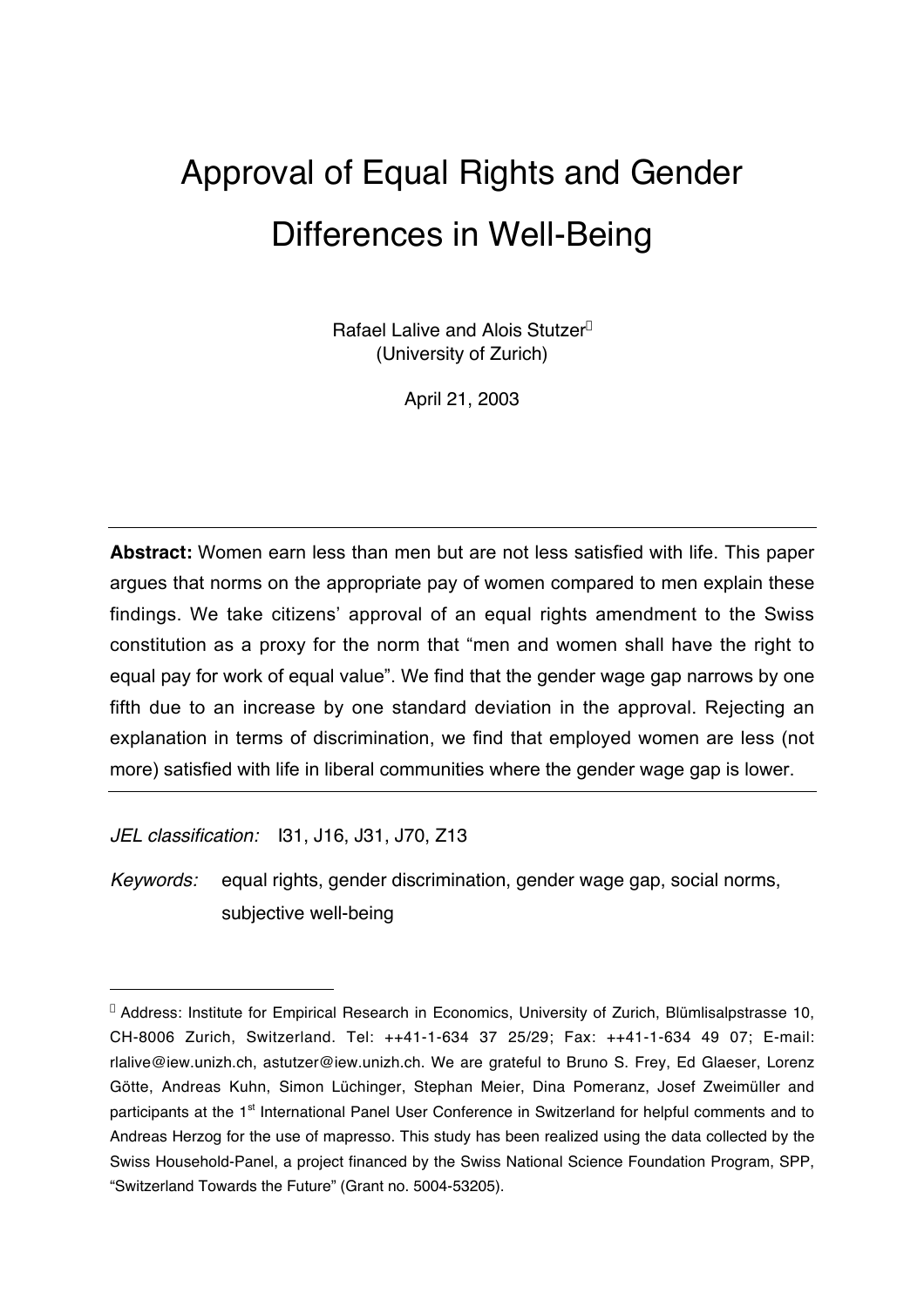# Approval of Equal Rights and Gender Differences in Well-Being

Rafael Lalive and Alois Stutzer[*]
(University of Zurich)

April 21, 2003

---

**Abstract:** Women earn less than men but are not less satisfied with life. This paper argues that norms on the appropriate pay of women compared to men explain these findings. We take citizens' approval of an equal rights amendment to the Swiss constitution as a proxy for the norm that "men and women shall have the right to equal pay for work of equal value". We find that the gender wage gap narrows by one fifth due to an increase by one standard deviation in the approval. Rejecting an explanation in terms of discrimination, we find that employed women are less (not more) satisfied with life in liberal communities where the gender wage gap is lower.

---

*JEL classification:* I31, J16, J31, J70, Z13

*Keywords:* equal rights, gender discrimination, gender wage gap, social norms, subjective well-being

---

[*] Address: Institute for Empirical Research in Economics, University of Zurich, Blümlisalpstrasse 10, CH-8006 Zurich, Switzerland. Tel: ++41-1-634 37 25/29; Fax: ++41-1-634 49 07; E-mail: rlalive@iew.unizh.ch, astutzer@iew.unizh.ch. We are grateful to Bruno S. Frey, Ed Glaeser, Lorenz Götte, Andreas Kuhn, Simon Lüchinger, Stephan Meier, Dina Pomeranz, Josef Zweimüller and participants at the 1st International Panel User Conference in Switzerland for helpful comments and to Andreas Herzog for the use of mapresso. This study has been realized using the data collected by the Swiss Household-Panel, a project financed by the Swiss National Science Foundation Program, SPP, "Switzerland Towards the Future" (Grant no. 5004-53205).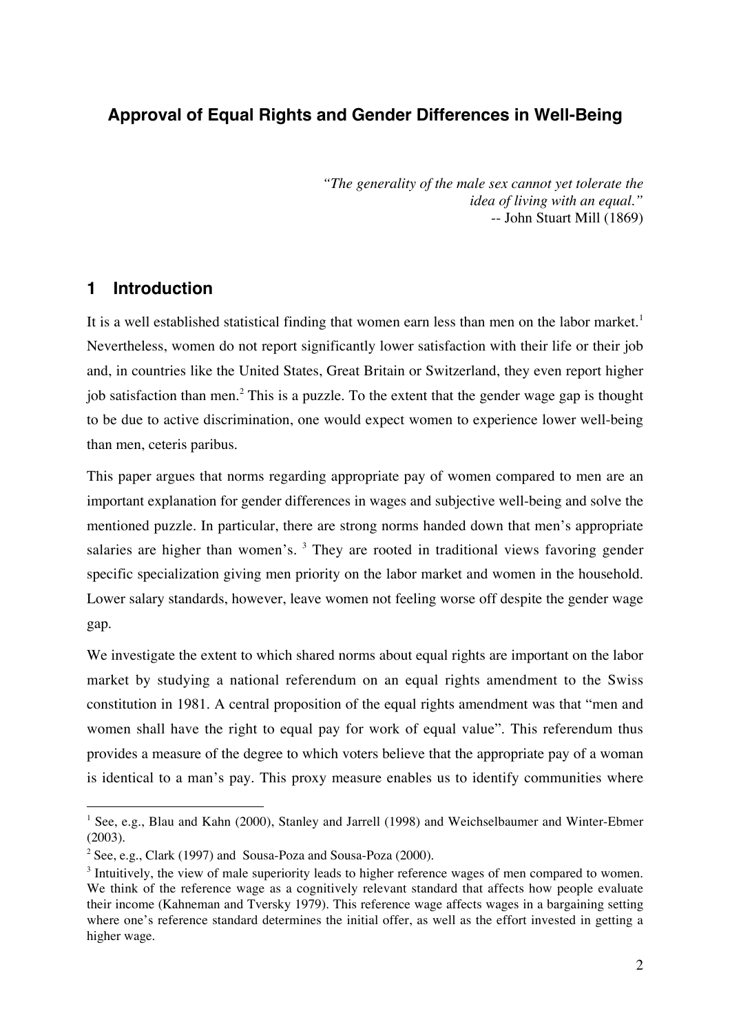## Approval of Equal Rights and Gender Differences in Well-Being

> *"The generality of the male sex cannot yet tolerate the idea of living with an equal."*
> -- John Stuart Mill (1869)

## 1 Introduction

It is a well established statistical finding that women earn less than men on the labor market.[1] Nevertheless, women do not report significantly lower satisfaction with their life or their job and, in countries like the United States, Great Britain or Switzerland, they even report higher job satisfaction than men.[2] This is a puzzle. To the extent that the gender wage gap is thought to be due to active discrimination, one would expect women to experience lower well-being than men, ceteris paribus.

This paper argues that norms regarding appropriate pay of women compared to men are an important explanation for gender differences in wages and subjective well-being and solve the mentioned puzzle. In particular, there are strong norms handed down that men's appropriate salaries are higher than women's.[3] They are rooted in traditional views favoring gender specific specialization giving men priority on the labor market and women in the household. Lower salary standards, however, leave women not feeling worse off despite the gender wage gap.

We investigate the extent to which shared norms about equal rights are important on the labor market by studying a national referendum on an equal rights amendment to the Swiss constitution in 1981. A central proposition of the equal rights amendment was that "men and women shall have the right to equal pay for work of equal value". This referendum thus provides a measure of the degree to which voters believe that the appropriate pay of a woman is identical to a man's pay. This proxy measure enables us to identify communities where

---

[1] See, e.g., Blau and Kahn (2000), Stanley and Jarrell (1998) and Weichselbaumer and Winter-Ebmer (2003).

[2] See, e.g., Clark (1997) and Sousa-Poza and Sousa-Poza (2000).

[3] Intuitively, the view of male superiority leads to higher reference wages of men compared to women. We think of the reference wage as a cognitively relevant standard that affects how people evaluate their income (Kahneman and Tversky 1979). This reference wage affects wages in a bargaining setting where one's reference standard determines the initial offer, as well as the effort invested in getting a higher wage.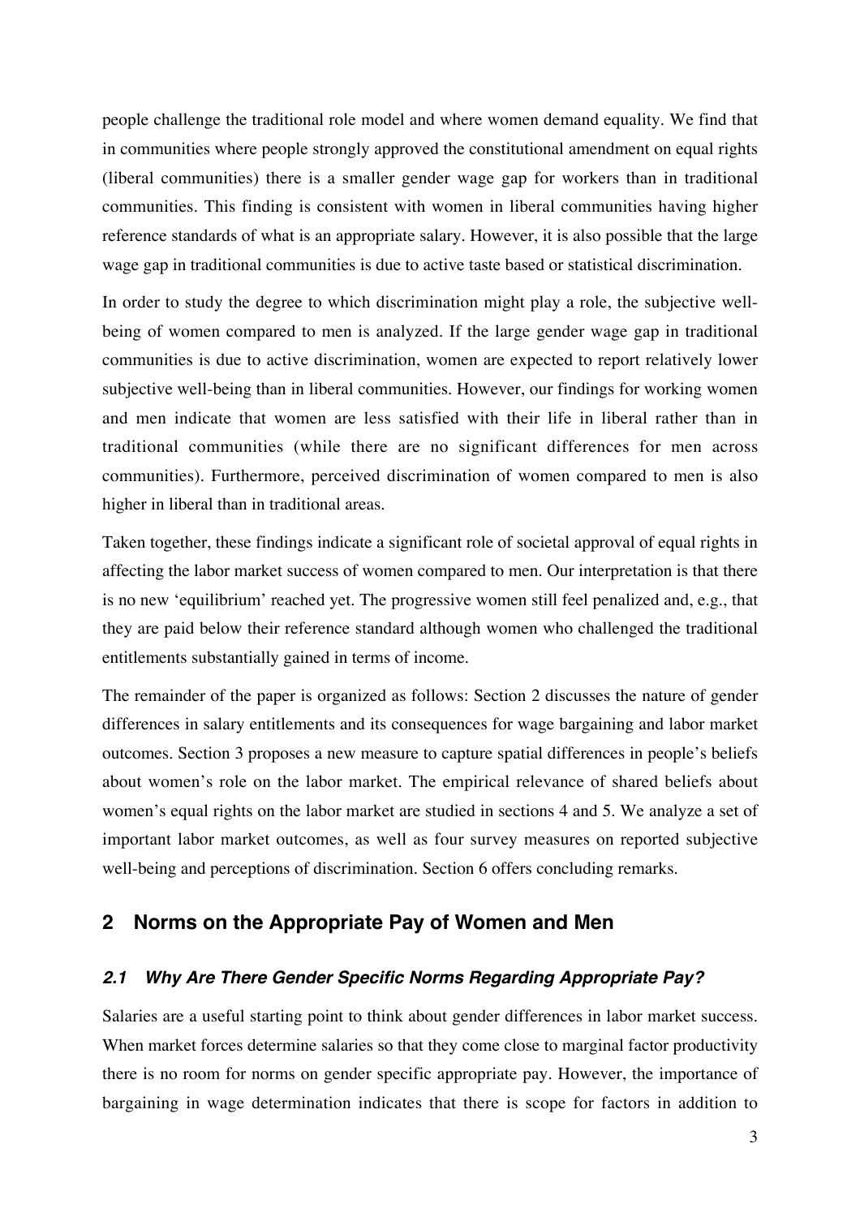people challenge the traditional role model and where women demand equality. We find that in communities where people strongly approved the constitutional amendment on equal rights (liberal communities) there is a smaller gender wage gap for workers than in traditional communities. This finding is consistent with women in liberal communities having higher reference standards of what is an appropriate salary. However, it is also possible that the large wage gap in traditional communities is due to active taste based or statistical discrimination.

In order to study the degree to which discrimination might play a role, the subjective well-being of women compared to men is analyzed. If the large gender wage gap in traditional communities is due to active discrimination, women are expected to report relatively lower subjective well-being than in liberal communities. However, our findings for working women and men indicate that women are less satisfied with their life in liberal rather than in traditional communities (while there are no significant differences for men across communities). Furthermore, perceived discrimination of women compared to men is also higher in liberal than in traditional areas.

Taken together, these findings indicate a significant role of societal approval of equal rights in affecting the labor market success of women compared to men. Our interpretation is that there is no new 'equilibrium' reached yet. The progressive women still feel penalized and, e.g., that they are paid below their reference standard although women who challenged the traditional entitlements substantially gained in terms of income.

The remainder of the paper is organized as follows: Section 2 discusses the nature of gender differences in salary entitlements and its consequences for wage bargaining and labor market outcomes. Section 3 proposes a new measure to capture spatial differences in people's beliefs about women's role on the labor market. The empirical relevance of shared beliefs about women's equal rights on the labor market are studied in sections 4 and 5. We analyze a set of important labor market outcomes, as well as four survey measures on reported subjective well-being and perceptions of discrimination. Section 6 offers concluding remarks.

## 2 Norms on the Appropriate Pay of Women and Men

### *2.1 Why Are There Gender Specific Norms Regarding Appropriate Pay?*

Salaries are a useful starting point to think about gender differences in labor market success. When market forces determine salaries so that they come close to marginal factor productivity there is no room for norms on gender specific appropriate pay. However, the importance of bargaining in wage determination indicates that there is scope for factors in addition to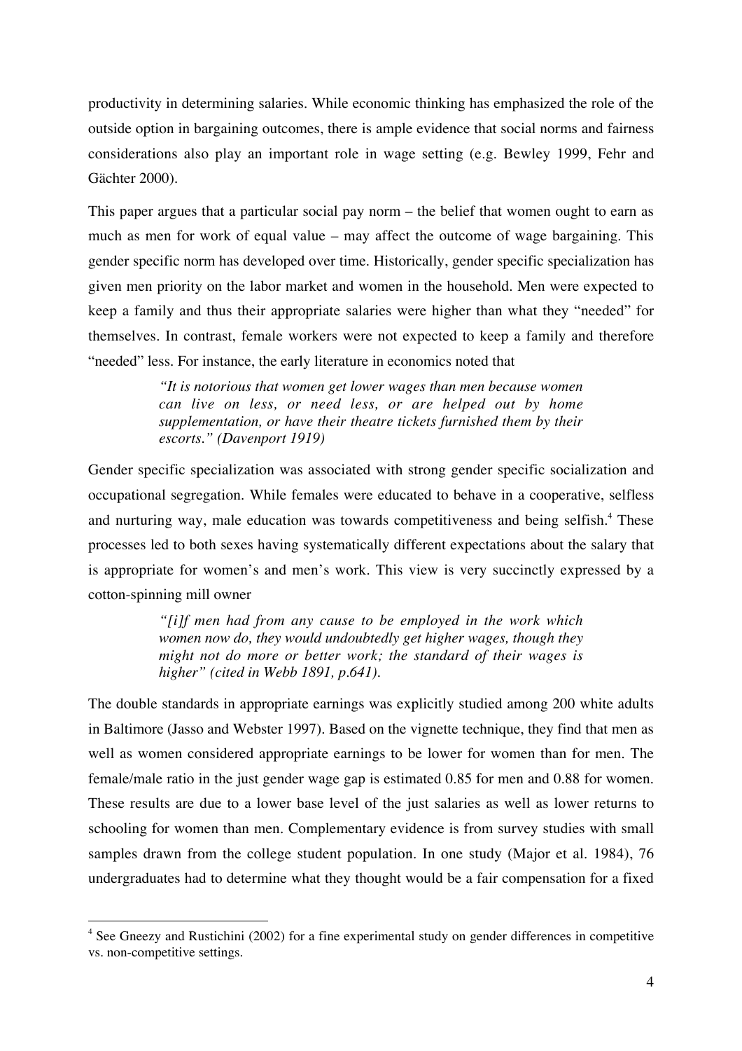productivity in determining salaries. While economic thinking has emphasized the role of the outside option in bargaining outcomes, there is ample evidence that social norms and fairness considerations also play an important role in wage setting (e.g. Bewley 1999, Fehr and Gächter 2000).

This paper argues that a particular social pay norm – the belief that women ought to earn as much as men for work of equal value – may affect the outcome of wage bargaining. This gender specific norm has developed over time. Historically, gender specific specialization has given men priority on the labor market and women in the household. Men were expected to keep a family and thus their appropriate salaries were higher than what they "needed" for themselves. In contrast, female workers were not expected to keep a family and therefore "needed" less. For instance, the early literature in economics noted that

> *"It is notorious that women get lower wages than men because women can live on less, or need less, or are helped out by home supplementation, or have their theatre tickets furnished them by their escorts." (Davenport 1919)*

Gender specific specialization was associated with strong gender specific socialization and occupational segregation. While females were educated to behave in a cooperative, selfless and nurturing way, male education was towards competitiveness and being selfish.[4] These processes led to both sexes having systematically different expectations about the salary that is appropriate for women's and men's work. This view is very succinctly expressed by a cotton-spinning mill owner

> *"[i]f men had from any cause to be employed in the work which women now do, they would undoubtedly get higher wages, though they might not do more or better work; the standard of their wages is higher" (cited in Webb 1891, p.641).*

The double standards in appropriate earnings was explicitly studied among 200 white adults in Baltimore (Jasso and Webster 1997). Based on the vignette technique, they find that men as well as women considered appropriate earnings to be lower for women than for men. The female/male ratio in the just gender wage gap is estimated 0.85 for men and 0.88 for women. These results are due to a lower base level of the just salaries as well as lower returns to schooling for women than men. Complementary evidence is from survey studies with small samples drawn from the college student population. In one study (Major et al. 1984), 76 undergraduates had to determine what they thought would be a fair compensation for a fixed

[4] See Gneezy and Rustichini (2002) for a fine experimental study on gender differences in competitive vs. non-competitive settings.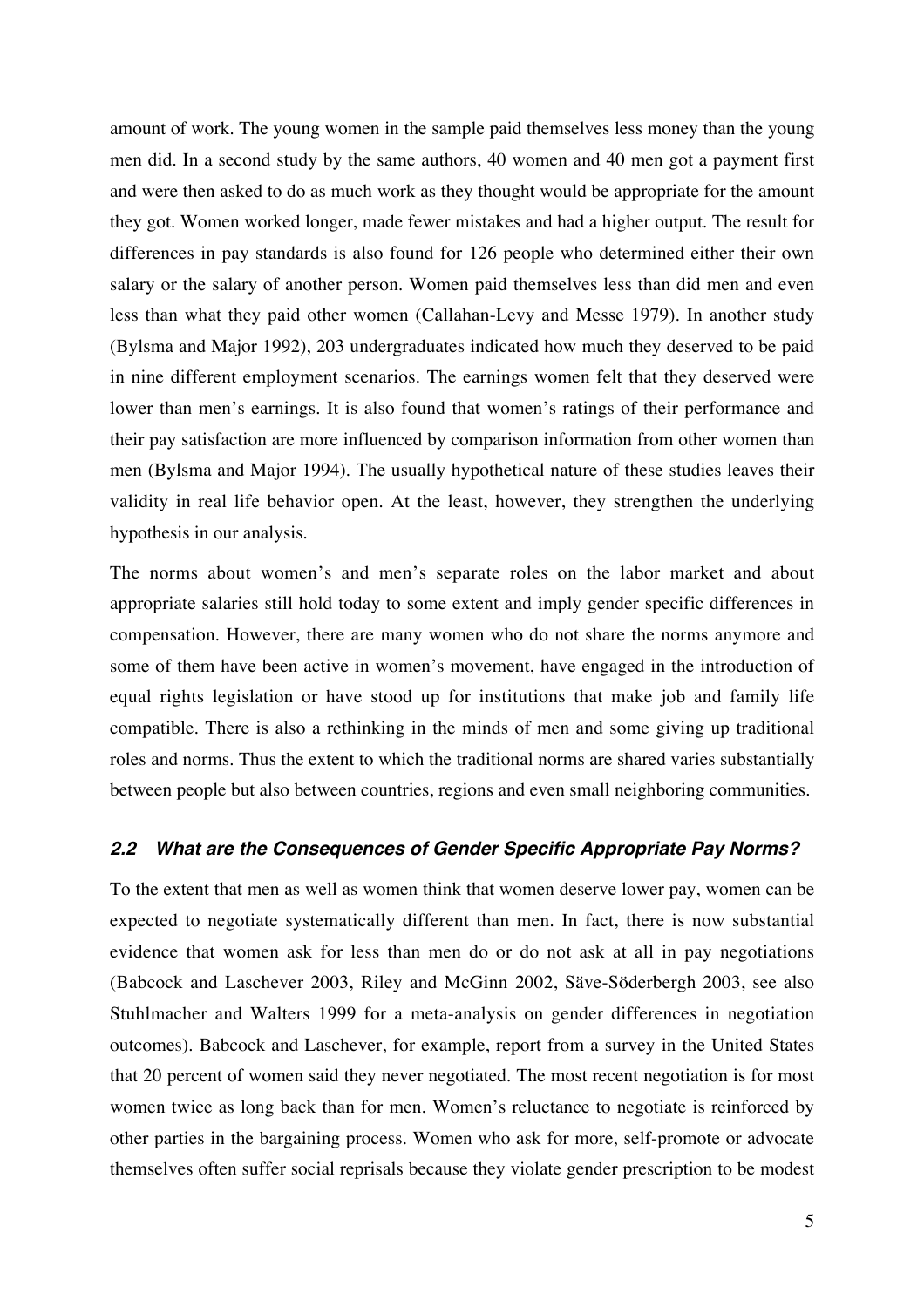amount of work. The young women in the sample paid themselves less money than the young men did. In a second study by the same authors, 40 women and 40 men got a payment first and were then asked to do as much work as they thought would be appropriate for the amount they got. Women worked longer, made fewer mistakes and had a higher output. The result for differences in pay standards is also found for 126 people who determined either their own salary or the salary of another person. Women paid themselves less than did men and even less than what they paid other women (Callahan-Levy and Messe 1979). In another study (Bylsma and Major 1992), 203 undergraduates indicated how much they deserved to be paid in nine different employment scenarios. The earnings women felt that they deserved were lower than men's earnings. It is also found that women's ratings of their performance and their pay satisfaction are more influenced by comparison information from other women than men (Bylsma and Major 1994). The usually hypothetical nature of these studies leaves their validity in real life behavior open. At the least, however, they strengthen the underlying hypothesis in our analysis.

The norms about women's and men's separate roles on the labor market and about appropriate salaries still hold today to some extent and imply gender specific differences in compensation. However, there are many women who do not share the norms anymore and some of them have been active in women's movement, have engaged in the introduction of equal rights legislation or have stood up for institutions that make job and family life compatible. There is also a rethinking in the minds of men and some giving up traditional roles and norms. Thus the extent to which the traditional norms are shared varies substantially between people but also between countries, regions and even small neighboring communities.

### *2.2 What are the Consequences of Gender Specific Appropriate Pay Norms?*

To the extent that men as well as women think that women deserve lower pay, women can be expected to negotiate systematically different than men. In fact, there is now substantial evidence that women ask for less than men do or do not ask at all in pay negotiations (Babcock and Laschever 2003, Riley and McGinn 2002, Säve-Söderbergh 2003, see also Stuhlmacher and Walters 1999 for a meta-analysis on gender differences in negotiation outcomes). Babcock and Laschever, for example, report from a survey in the United States that 20 percent of women said they never negotiated. The most recent negotiation is for most women twice as long back than for men. Women's reluctance to negotiate is reinforced by other parties in the bargaining process. Women who ask for more, self-promote or advocate themselves often suffer social reprisals because they violate gender prescription to be modest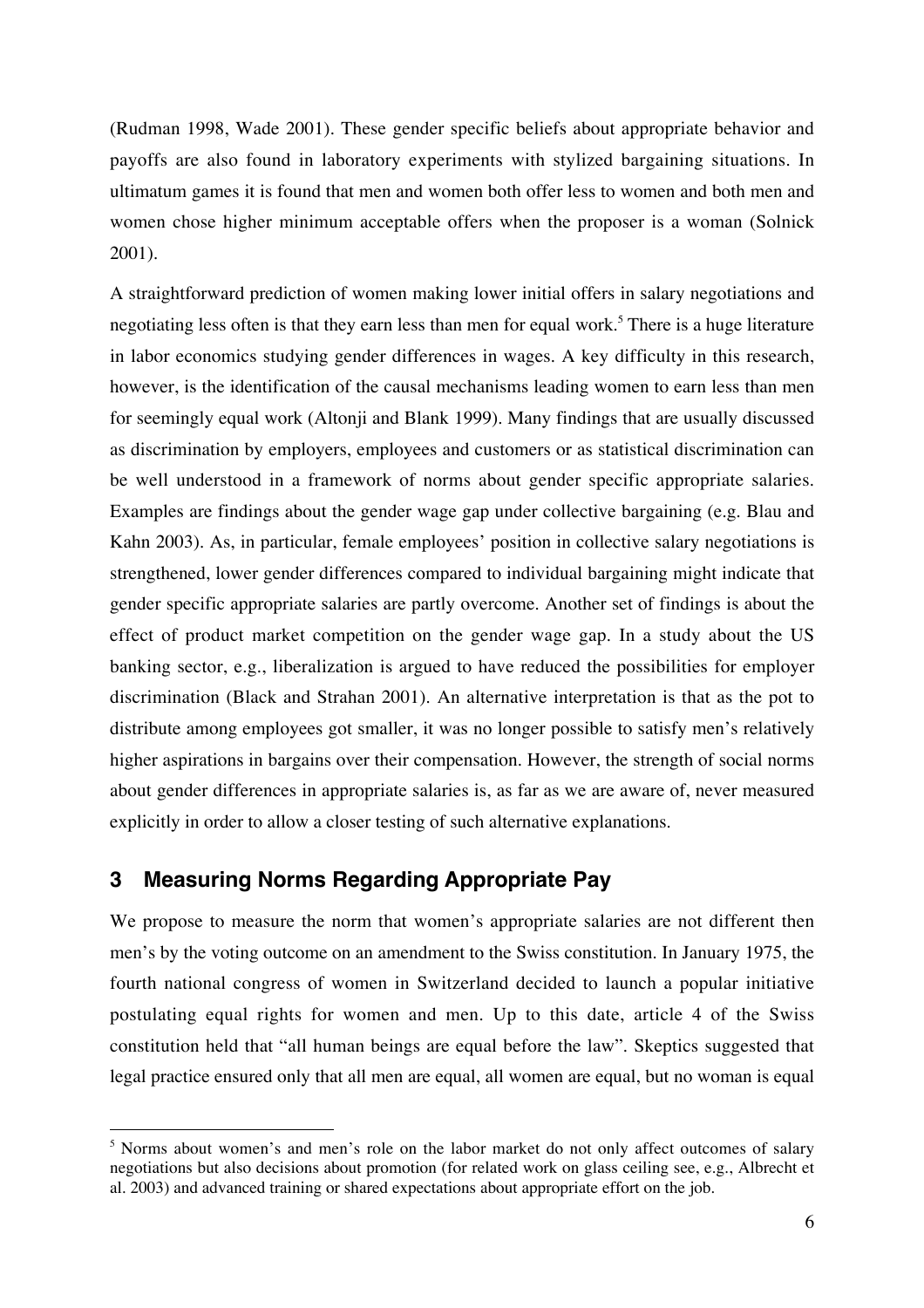(Rudman 1998, Wade 2001). These gender specific beliefs about appropriate behavior and payoffs are also found in laboratory experiments with stylized bargaining situations. In ultimatum games it is found that men and women both offer less to women and both men and women chose higher minimum acceptable offers when the proposer is a woman (Solnick 2001).

A straightforward prediction of women making lower initial offers in salary negotiations and negotiating less often is that they earn less than men for equal work.[5] There is a huge literature in labor economics studying gender differences in wages. A key difficulty in this research, however, is the identification of the causal mechanisms leading women to earn less than men for seemingly equal work (Altonji and Blank 1999). Many findings that are usually discussed as discrimination by employers, employees and customers or as statistical discrimination can be well understood in a framework of norms about gender specific appropriate salaries. Examples are findings about the gender wage gap under collective bargaining (e.g. Blau and Kahn 2003). As, in particular, female employees' position in collective salary negotiations is strengthened, lower gender differences compared to individual bargaining might indicate that gender specific appropriate salaries are partly overcome. Another set of findings is about the effect of product market competition on the gender wage gap. In a study about the US banking sector, e.g., liberalization is argued to have reduced the possibilities for employer discrimination (Black and Strahan 2001). An alternative interpretation is that as the pot to distribute among employees got smaller, it was no longer possible to satisfy men's relatively higher aspirations in bargains over their compensation. However, the strength of social norms about gender differences in appropriate salaries is, as far as we are aware of, never measured explicitly in order to allow a closer testing of such alternative explanations.

## 3 Measuring Norms Regarding Appropriate Pay

We propose to measure the norm that women's appropriate salaries are not different then men's by the voting outcome on an amendment to the Swiss constitution. In January 1975, the fourth national congress of women in Switzerland decided to launch a popular initiative postulating equal rights for women and men. Up to this date, article 4 of the Swiss constitution held that "all human beings are equal before the law". Skeptics suggested that legal practice ensured only that all men are equal, all women are equal, but no woman is equal

[5] Norms about women's and men's role on the labor market do not only affect outcomes of salary negotiations but also decisions about promotion (for related work on glass ceiling see, e.g., Albrecht et al. 2003) and advanced training or shared expectations about appropriate effort on the job.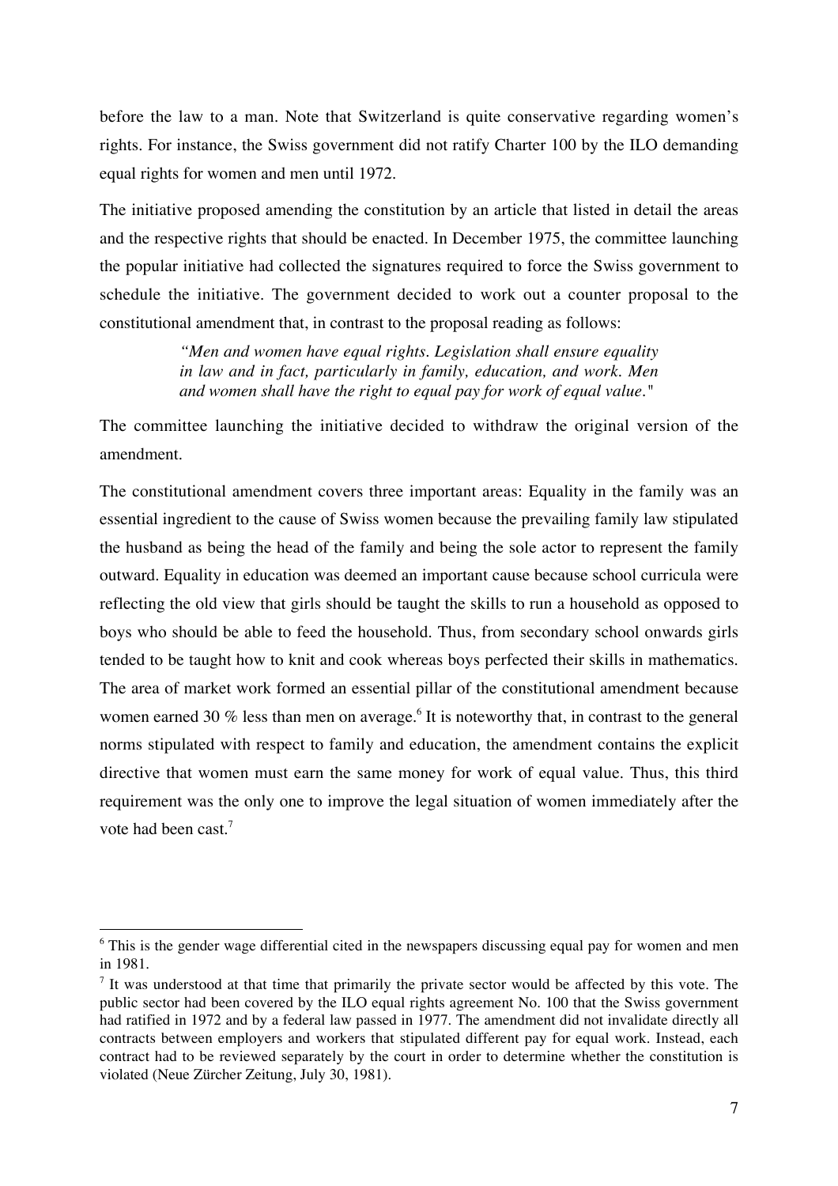before the law to a man. Note that Switzerland is quite conservative regarding women's rights. For instance, the Swiss government did not ratify Charter 100 by the ILO demanding equal rights for women and men until 1972.

The initiative proposed amending the constitution by an article that listed in detail the areas and the respective rights that should be enacted. In December 1975, the committee launching the popular initiative had collected the signatures required to force the Swiss government to schedule the initiative. The government decided to work out a counter proposal to the constitutional amendment that, in contrast to the proposal reading as follows:

> *"Men and women have equal rights. Legislation shall ensure equality in law and in fact, particularly in family, education, and work. Men and women shall have the right to equal pay for work of equal value."*

The committee launching the initiative decided to withdraw the original version of the amendment.

The constitutional amendment covers three important areas: Equality in the family was an essential ingredient to the cause of Swiss women because the prevailing family law stipulated the husband as being the head of the family and being the sole actor to represent the family outward. Equality in education was deemed an important cause because school curricula were reflecting the old view that girls should be taught the skills to run a household as opposed to boys who should be able to feed the household. Thus, from secondary school onwards girls tended to be taught how to knit and cook whereas boys perfected their skills in mathematics. The area of market work formed an essential pillar of the constitutional amendment because women earned 30 % less than men on average.[6] It is noteworthy that, in contrast to the general norms stipulated with respect to family and education, the amendment contains the explicit directive that women must earn the same money for work of equal value. Thus, this third requirement was the only one to improve the legal situation of women immediately after the vote had been cast.[7]

---

[6] This is the gender wage differential cited in the newspapers discussing equal pay for women and men in 1981.

[7] It was understood at that time that primarily the private sector would be affected by this vote. The public sector had been covered by the ILO equal rights agreement No. 100 that the Swiss government had ratified in 1972 and by a federal law passed in 1977. The amendment did not invalidate directly all contracts between employers and workers that stipulated different pay for equal work. Instead, each contract had to be reviewed separately by the court in order to determine whether the constitution is violated (Neue Zürcher Zeitung, July 30, 1981).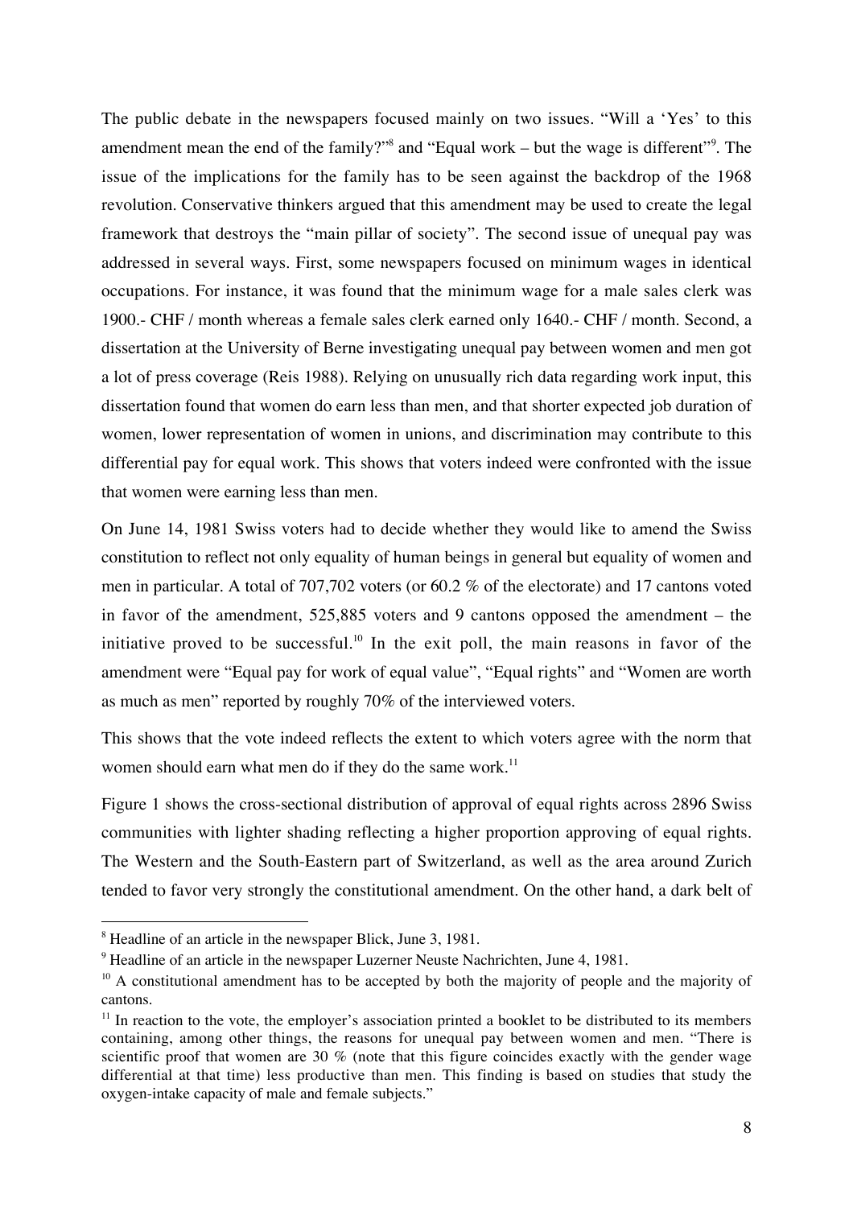The public debate in the newspapers focused mainly on two issues. "Will a 'Yes' to this amendment mean the end of the family?"[8] and "Equal work – but the wage is different"[9]. The issue of the implications for the family has to be seen against the backdrop of the 1968 revolution. Conservative thinkers argued that this amendment may be used to create the legal framework that destroys the "main pillar of society". The second issue of unequal pay was addressed in several ways. First, some newspapers focused on minimum wages in identical occupations. For instance, it was found that the minimum wage for a male sales clerk was 1900.- CHF / month whereas a female sales clerk earned only 1640.- CHF / month. Second, a dissertation at the University of Berne investigating unequal pay between women and men got a lot of press coverage (Reis 1988). Relying on unusually rich data regarding work input, this dissertation found that women do earn less than men, and that shorter expected job duration of women, lower representation of women in unions, and discrimination may contribute to this differential pay for equal work. This shows that voters indeed were confronted with the issue that women were earning less than men.

On June 14, 1981 Swiss voters had to decide whether they would like to amend the Swiss constitution to reflect not only equality of human beings in general but equality of women and men in particular. A total of 707,702 voters (or 60.2 % of the electorate) and 17 cantons voted in favor of the amendment, 525,885 voters and 9 cantons opposed the amendment – the initiative proved to be successful.[10] In the exit poll, the main reasons in favor of the amendment were "Equal pay for work of equal value", "Equal rights" and "Women are worth as much as men" reported by roughly 70% of the interviewed voters.

This shows that the vote indeed reflects the extent to which voters agree with the norm that women should earn what men do if they do the same work.[11]

Figure 1 shows the cross-sectional distribution of approval of equal rights across 2896 Swiss communities with lighter shading reflecting a higher proportion approving of equal rights. The Western and the South-Eastern part of Switzerland, as well as the area around Zurich tended to favor very strongly the constitutional amendment. On the other hand, a dark belt of

---

[8] Headline of an article in the newspaper Blick, June 3, 1981.

[9] Headline of an article in the newspaper Luzerner Neuste Nachrichten, June 4, 1981.

[10] A constitutional amendment has to be accepted by both the majority of people and the majority of cantons.

[11] In reaction to the vote, the employer's association printed a booklet to be distributed to its members containing, among other things, the reasons for unequal pay between women and men. "There is scientific proof that women are 30 % (note that this figure coincides exactly with the gender wage differential at that time) less productive than men. This finding is based on studies that study the oxygen-intake capacity of male and female subjects."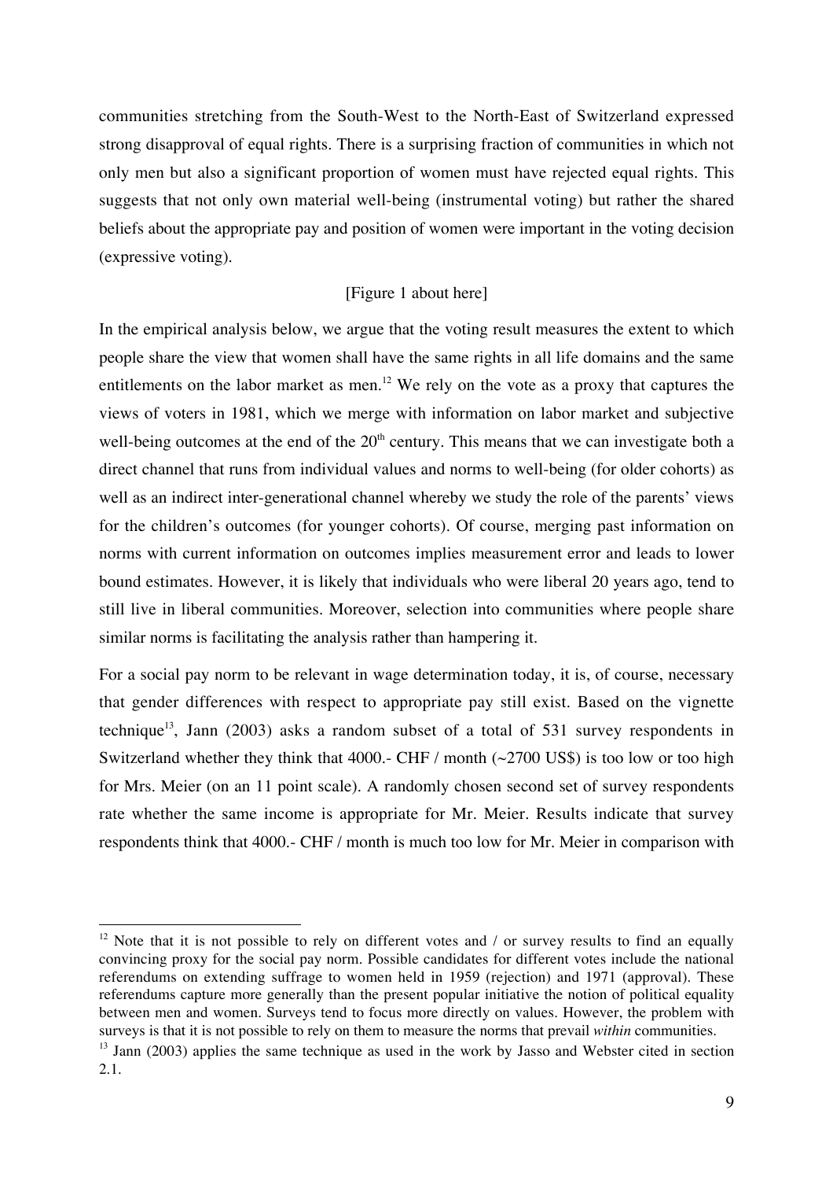communities stretching from the South-West to the North-East of Switzerland expressed strong disapproval of equal rights. There is a surprising fraction of communities in which not only men but also a significant proportion of women must have rejected equal rights. This suggests that not only own material well-being (instrumental voting) but rather the shared beliefs about the appropriate pay and position of women were important in the voting decision (expressive voting).

[Figure 1 about here]

In the empirical analysis below, we argue that the voting result measures the extent to which people share the view that women shall have the same rights in all life domains and the same entitlements on the labor market as men.[12] We rely on the vote as a proxy that captures the views of voters in 1981, which we merge with information on labor market and subjective well-being outcomes at the end of the 20th century. This means that we can investigate both a direct channel that runs from individual values and norms to well-being (for older cohorts) as well as an indirect inter-generational channel whereby we study the role of the parents' views for the children's outcomes (for younger cohorts). Of course, merging past information on norms with current information on outcomes implies measurement error and leads to lower bound estimates. However, it is likely that individuals who were liberal 20 years ago, tend to still live in liberal communities. Moreover, selection into communities where people share similar norms is facilitating the analysis rather than hampering it.

For a social pay norm to be relevant in wage determination today, it is, of course, necessary that gender differences with respect to appropriate pay still exist. Based on the vignette technique[13], Jann (2003) asks a random subset of a total of 531 survey respondents in Switzerland whether they think that 4000.- CHF / month (~2700 US$) is too low or too high for Mrs. Meier (on an 11 point scale). A randomly chosen second set of survey respondents rate whether the same income is appropriate for Mr. Meier. Results indicate that survey respondents think that 4000.- CHF / month is much too low for Mr. Meier in comparison with

---

[12] Note that it is not possible to rely on different votes and / or survey results to find an equally convincing proxy for the social pay norm. Possible candidates for different votes include the national referendums on extending suffrage to women held in 1959 (rejection) and 1971 (approval). These referendums capture more generally than the present popular initiative the notion of political equality between men and women. Surveys tend to focus more directly on values. However, the problem with surveys is that it is not possible to rely on them to measure the norms that prevail *within* communities.

[13] Jann (2003) applies the same technique as used in the work by Jasso and Webster cited in section 2.1.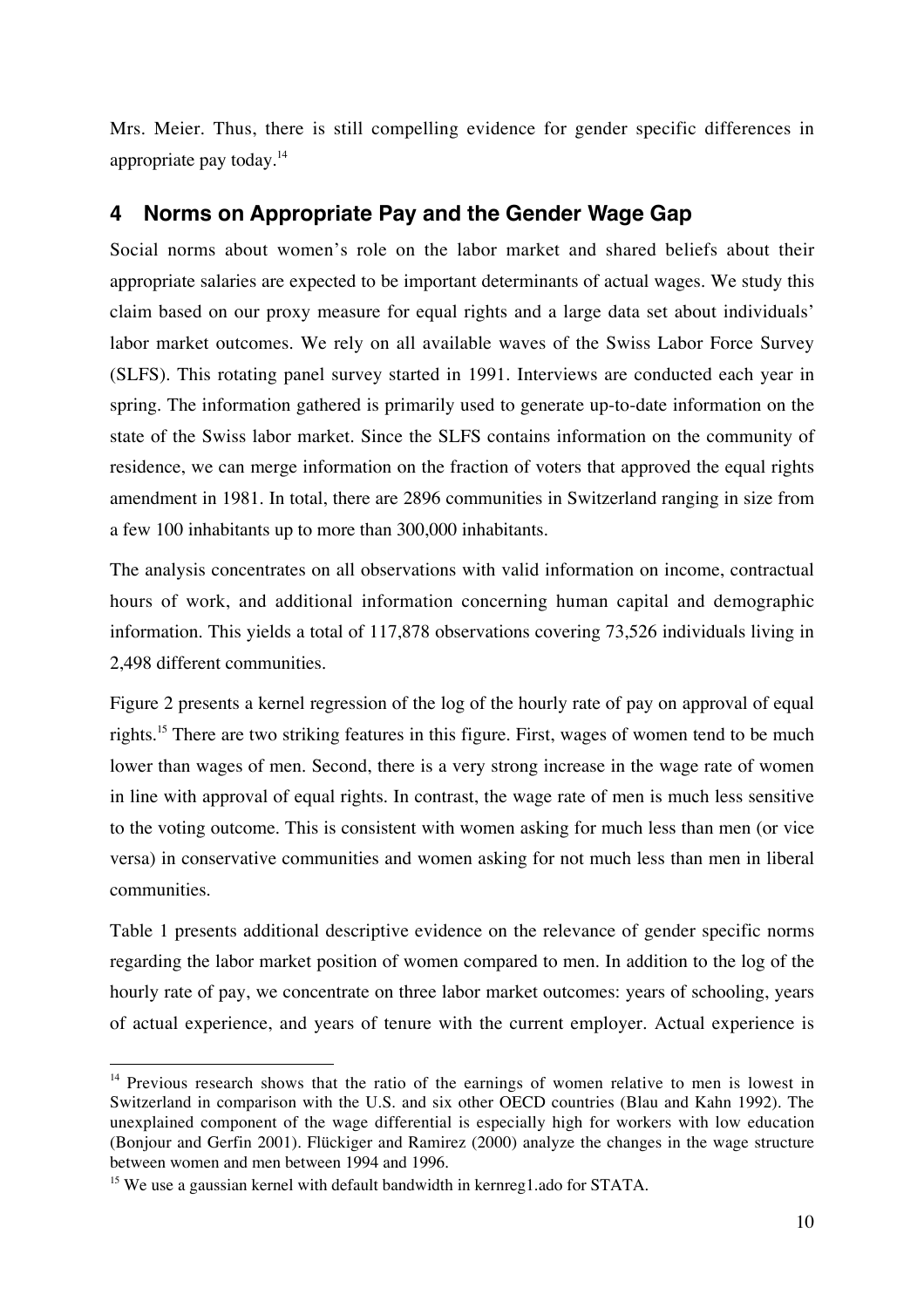Mrs. Meier. Thus, there is still compelling evidence for gender specific differences in appropriate pay today.[14]

## 4 Norms on Appropriate Pay and the Gender Wage Gap

Social norms about women's role on the labor market and shared beliefs about their appropriate salaries are expected to be important determinants of actual wages. We study this claim based on our proxy measure for equal rights and a large data set about individuals' labor market outcomes. We rely on all available waves of the Swiss Labor Force Survey (SLFS). This rotating panel survey started in 1991. Interviews are conducted each year in spring. The information gathered is primarily used to generate up-to-date information on the state of the Swiss labor market. Since the SLFS contains information on the community of residence, we can merge information on the fraction of voters that approved the equal rights amendment in 1981. In total, there are 2896 communities in Switzerland ranging in size from a few 100 inhabitants up to more than 300,000 inhabitants.

The analysis concentrates on all observations with valid information on income, contractual hours of work, and additional information concerning human capital and demographic information. This yields a total of 117,878 observations covering 73,526 individuals living in 2,498 different communities.

Figure 2 presents a kernel regression of the log of the hourly rate of pay on approval of equal rights.[15] There are two striking features in this figure. First, wages of women tend to be much lower than wages of men. Second, there is a very strong increase in the wage rate of women in line with approval of equal rights. In contrast, the wage rate of men is much less sensitive to the voting outcome. This is consistent with women asking for much less than men (or vice versa) in conservative communities and women asking for not much less than men in liberal communities.

Table 1 presents additional descriptive evidence on the relevance of gender specific norms regarding the labor market position of women compared to men. In addition to the log of the hourly rate of pay, we concentrate on three labor market outcomes: years of schooling, years of actual experience, and years of tenure with the current employer. Actual experience is

---

[14] Previous research shows that the ratio of the earnings of women relative to men is lowest in Switzerland in comparison with the U.S. and six other OECD countries (Blau and Kahn 1992). The unexplained component of the wage differential is especially high for workers with low education (Bonjour and Gerfin 2001). Flückiger and Ramirez (2000) analyze the changes in the wage structure between women and men between 1994 and 1996.

[15] We use a gaussian kernel with default bandwidth in kernreg1.ado for STATA.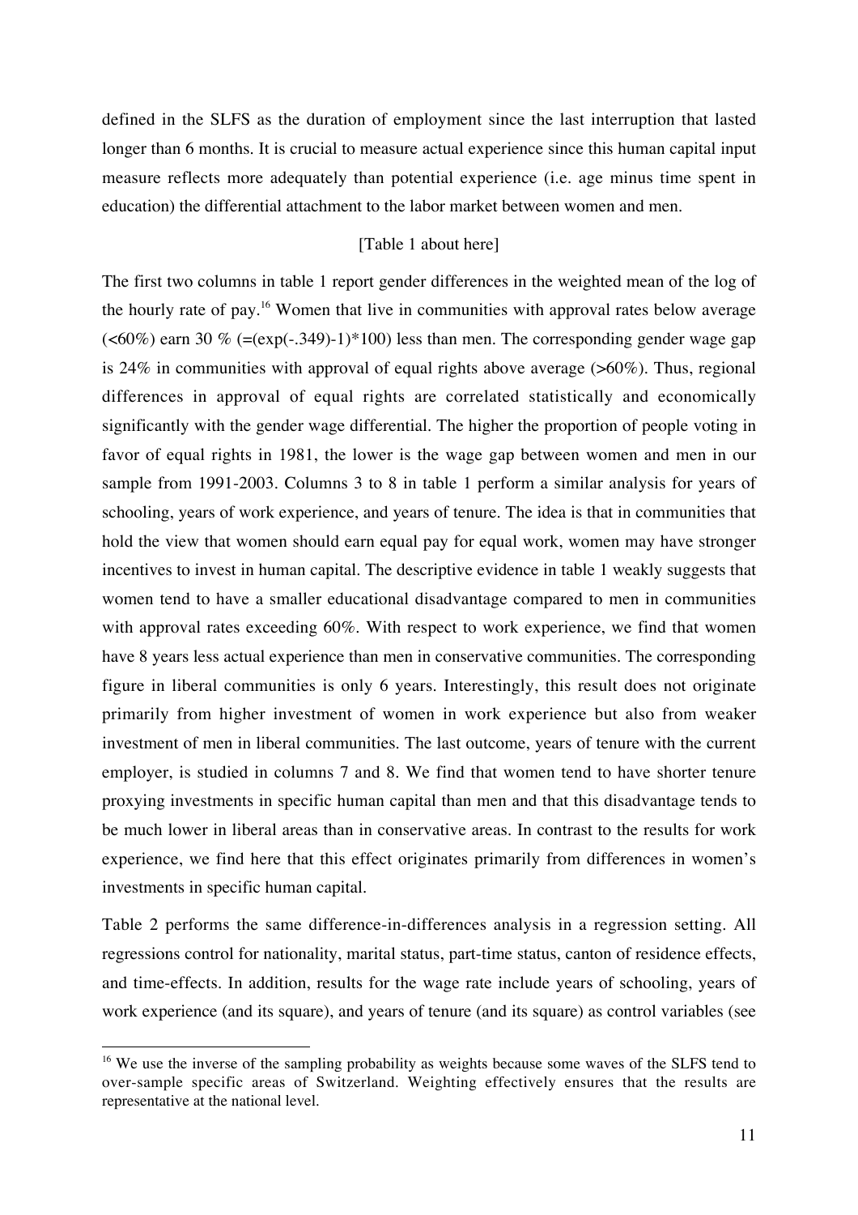defined in the SLFS as the duration of employment since the last interruption that lasted longer than 6 months. It is crucial to measure actual experience since this human capital input measure reflects more adequately than potential experience (i.e. age minus time spent in education) the differential attachment to the labor market between women and men.

[Table 1 about here]

The first two columns in table 1 report gender differences in the weighted mean of the log of the hourly rate of pay.[16] Women that live in communities with approval rates below average (<60%) earn 30 % (=(exp(-.349)-1)*100) less than men. The corresponding gender wage gap is 24% in communities with approval of equal rights above average (>60%). Thus, regional differences in approval of equal rights are correlated statistically and economically significantly with the gender wage differential. The higher the proportion of people voting in favor of equal rights in 1981, the lower is the wage gap between women and men in our sample from 1991-2003. Columns 3 to 8 in table 1 perform a similar analysis for years of schooling, years of work experience, and years of tenure. The idea is that in communities that hold the view that women should earn equal pay for equal work, women may have stronger incentives to invest in human capital. The descriptive evidence in table 1 weakly suggests that women tend to have a smaller educational disadvantage compared to men in communities with approval rates exceeding 60%. With respect to work experience, we find that women have 8 years less actual experience than men in conservative communities. The corresponding figure in liberal communities is only 6 years. Interestingly, this result does not originate primarily from higher investment of women in work experience but also from weaker investment of men in liberal communities. The last outcome, years of tenure with the current employer, is studied in columns 7 and 8. We find that women tend to have shorter tenure proxying investments in specific human capital than men and that this disadvantage tends to be much lower in liberal areas than in conservative areas. In contrast to the results for work experience, we find here that this effect originates primarily from differences in women's investments in specific human capital.

Table 2 performs the same difference-in-differences analysis in a regression setting. All regressions control for nationality, marital status, part-time status, canton of residence effects, and time-effects. In addition, results for the wage rate include years of schooling, years of work experience (and its square), and years of tenure (and its square) as control variables (see

[16] We use the inverse of the sampling probability as weights because some waves of the SLFS tend to over-sample specific areas of Switzerland. Weighting effectively ensures that the results are representative at the national level.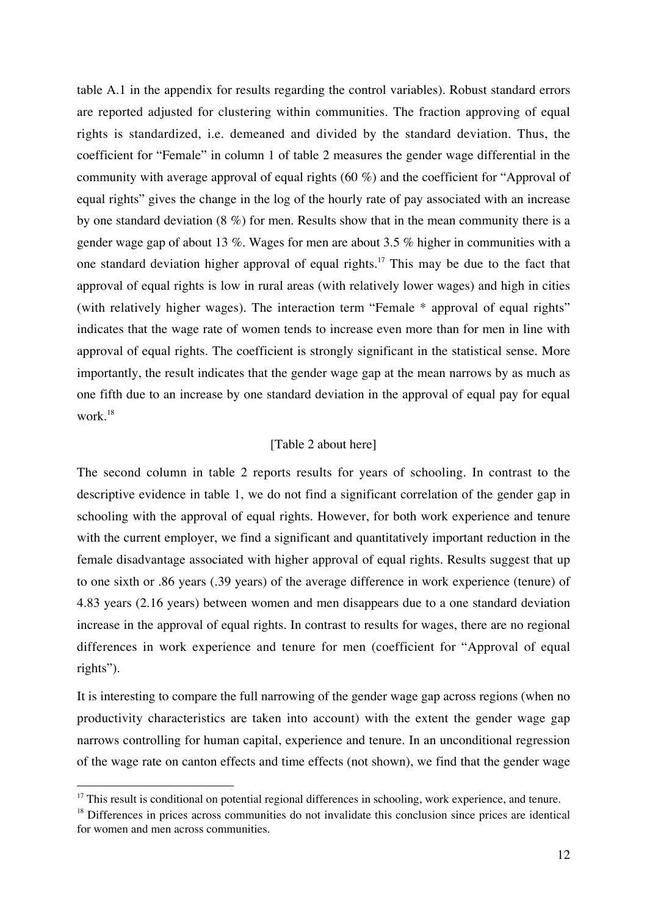table A.1 in the appendix for results regarding the control variables). Robust standard errors are reported adjusted for clustering within communities. The fraction approving of equal rights is standardized, i.e. demeaned and divided by the standard deviation. Thus, the coefficient for "Female" in column 1 of table 2 measures the gender wage differential in the community with average approval of equal rights (60 %) and the coefficient for "Approval of equal rights" gives the change in the log of the hourly rate of pay associated with an increase by one standard deviation (8 %) for men. Results show that in the mean community there is a gender wage gap of about 13 %. Wages for men are about 3.5 % higher in communities with a one standard deviation higher approval of equal rights.[17] This may be due to the fact that approval of equal rights is low in rural areas (with relatively lower wages) and high in cities (with relatively higher wages). The interaction term "Female * approval of equal rights" indicates that the wage rate of women tends to increase even more than for men in line with approval of equal rights. The coefficient is strongly significant in the statistical sense. More importantly, the result indicates that the gender wage gap at the mean narrows by as much as one fifth due to an increase by one standard deviation in the approval of equal pay for equal work.[18]

[Table 2 about here]

The second column in table 2 reports results for years of schooling. In contrast to the descriptive evidence in table 1, we do not find a significant correlation of the gender gap in schooling with the approval of equal rights. However, for both work experience and tenure with the current employer, we find a significant and quantitatively important reduction in the female disadvantage associated with higher approval of equal rights. Results suggest that up to one sixth or .86 years (.39 years) of the average difference in work experience (tenure) of 4.83 years (2.16 years) between women and men disappears due to a one standard deviation increase in the approval of equal rights. In contrast to results for wages, there are no regional differences in work experience and tenure for men (coefficient for "Approval of equal rights").

It is interesting to compare the full narrowing of the gender wage gap across regions (when no productivity characteristics are taken into account) with the extent the gender wage gap narrows controlling for human capital, experience and tenure. In an unconditional regression of the wage rate on canton effects and time effects (not shown), we find that the gender wage

---

[17] This result is conditional on potential regional differences in schooling, work experience, and tenure.

[18] Differences in prices across communities do not invalidate this conclusion since prices are identical for women and men across communities.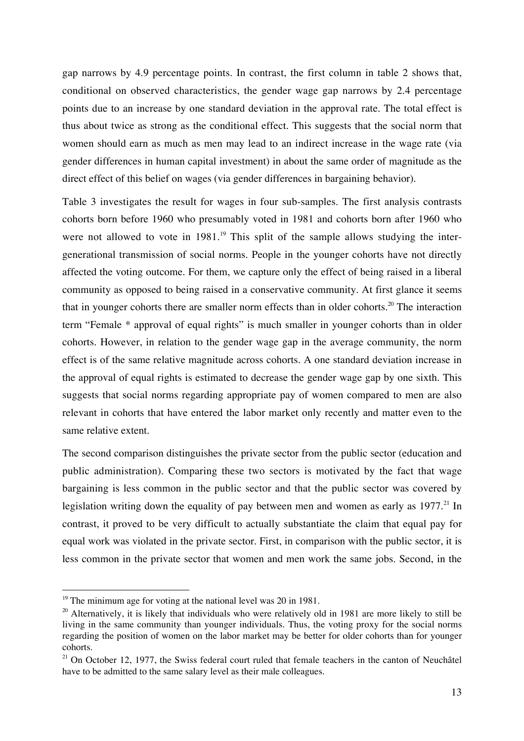gap narrows by 4.9 percentage points. In contrast, the first column in table 2 shows that, conditional on observed characteristics, the gender wage gap narrows by 2.4 percentage points due to an increase by one standard deviation in the approval rate. The total effect is thus about twice as strong as the conditional effect. This suggests that the social norm that women should earn as much as men may lead to an indirect increase in the wage rate (via gender differences in human capital investment) in about the same order of magnitude as the direct effect of this belief on wages (via gender differences in bargaining behavior).

Table 3 investigates the result for wages in four sub-samples. The first analysis contrasts cohorts born before 1960 who presumably voted in 1981 and cohorts born after 1960 who were not allowed to vote in 1981.[19] This split of the sample allows studying the inter-generational transmission of social norms. People in the younger cohorts have not directly affected the voting outcome. For them, we capture only the effect of being raised in a liberal community as opposed to being raised in a conservative community. At first glance it seems that in younger cohorts there are smaller norm effects than in older cohorts.[20] The interaction term "Female * approval of equal rights" is much smaller in younger cohorts than in older cohorts. However, in relation to the gender wage gap in the average community, the norm effect is of the same relative magnitude across cohorts. A one standard deviation increase in the approval of equal rights is estimated to decrease the gender wage gap by one sixth. This suggests that social norms regarding appropriate pay of women compared to men are also relevant in cohorts that have entered the labor market only recently and matter even to the same relative extent.

The second comparison distinguishes the private sector from the public sector (education and public administration). Comparing these two sectors is motivated by the fact that wage bargaining is less common in the public sector and that the public sector was covered by legislation writing down the equality of pay between men and women as early as 1977.[21] In contrast, it proved to be very difficult to actually substantiate the claim that equal pay for equal work was violated in the private sector. First, in comparison with the public sector, it is less common in the private sector that women and men work the same jobs. Second, in the

[19] The minimum age for voting at the national level was 20 in 1981.

[20] Alternatively, it is likely that individuals who were relatively old in 1981 are more likely to still be living in the same community than younger individuals. Thus, the voting proxy for the social norms regarding the position of women on the labor market may be better for older cohorts than for younger cohorts.

[21] On October 12, 1977, the Swiss federal court ruled that female teachers in the canton of Neuchâtel have to be admitted to the same salary level as their male colleagues.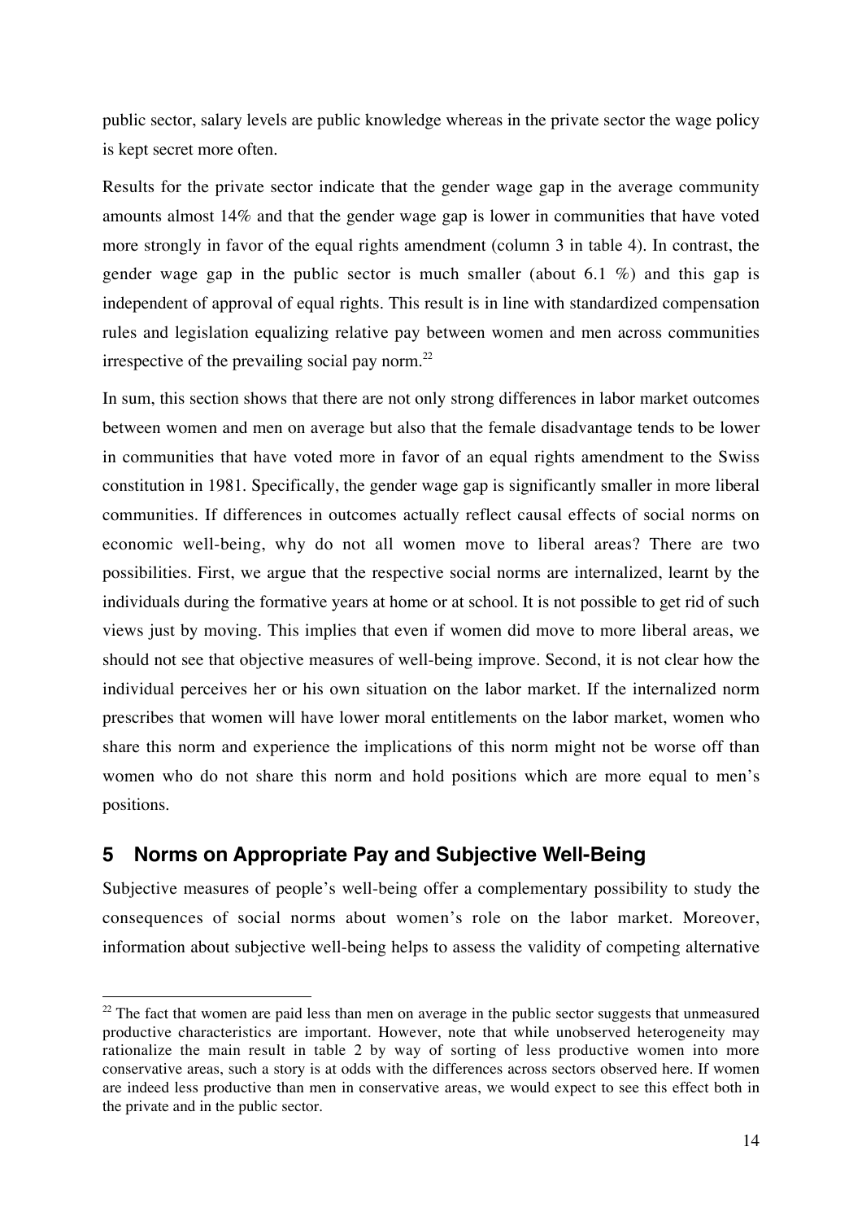public sector, salary levels are public knowledge whereas in the private sector the wage policy is kept secret more often.

Results for the private sector indicate that the gender wage gap in the average community amounts almost 14% and that the gender wage gap is lower in communities that have voted more strongly in favor of the equal rights amendment (column 3 in table 4). In contrast, the gender wage gap in the public sector is much smaller (about 6.1 %) and this gap is independent of approval of equal rights. This result is in line with standardized compensation rules and legislation equalizing relative pay between women and men across communities irrespective of the prevailing social pay norm.[22]

In sum, this section shows that there are not only strong differences in labor market outcomes between women and men on average but also that the female disadvantage tends to be lower in communities that have voted more in favor of an equal rights amendment to the Swiss constitution in 1981. Specifically, the gender wage gap is significantly smaller in more liberal communities. If differences in outcomes actually reflect causal effects of social norms on economic well-being, why do not all women move to liberal areas? There are two possibilities. First, we argue that the respective social norms are internalized, learnt by the individuals during the formative years at home or at school. It is not possible to get rid of such views just by moving. This implies that even if women did move to more liberal areas, we should not see that objective measures of well-being improve. Second, it is not clear how the individual perceives her or his own situation on the labor market. If the internalized norm prescribes that women will have lower moral entitlements on the labor market, women who share this norm and experience the implications of this norm might not be worse off than women who do not share this norm and hold positions which are more equal to men's positions.

## 5 Norms on Appropriate Pay and Subjective Well-Being

Subjective measures of people's well-being offer a complementary possibility to study the consequences of social norms about women's role on the labor market. Moreover, information about subjective well-being helps to assess the validity of competing alternative

[22] The fact that women are paid less than men on average in the public sector suggests that unmeasured productive characteristics are important. However, note that while unobserved heterogeneity may rationalize the main result in table 2 by way of sorting of less productive women into more conservative areas, such a story is at odds with the differences across sectors observed here. If women are indeed less productive than men in conservative areas, we would expect to see this effect both in the private and in the public sector.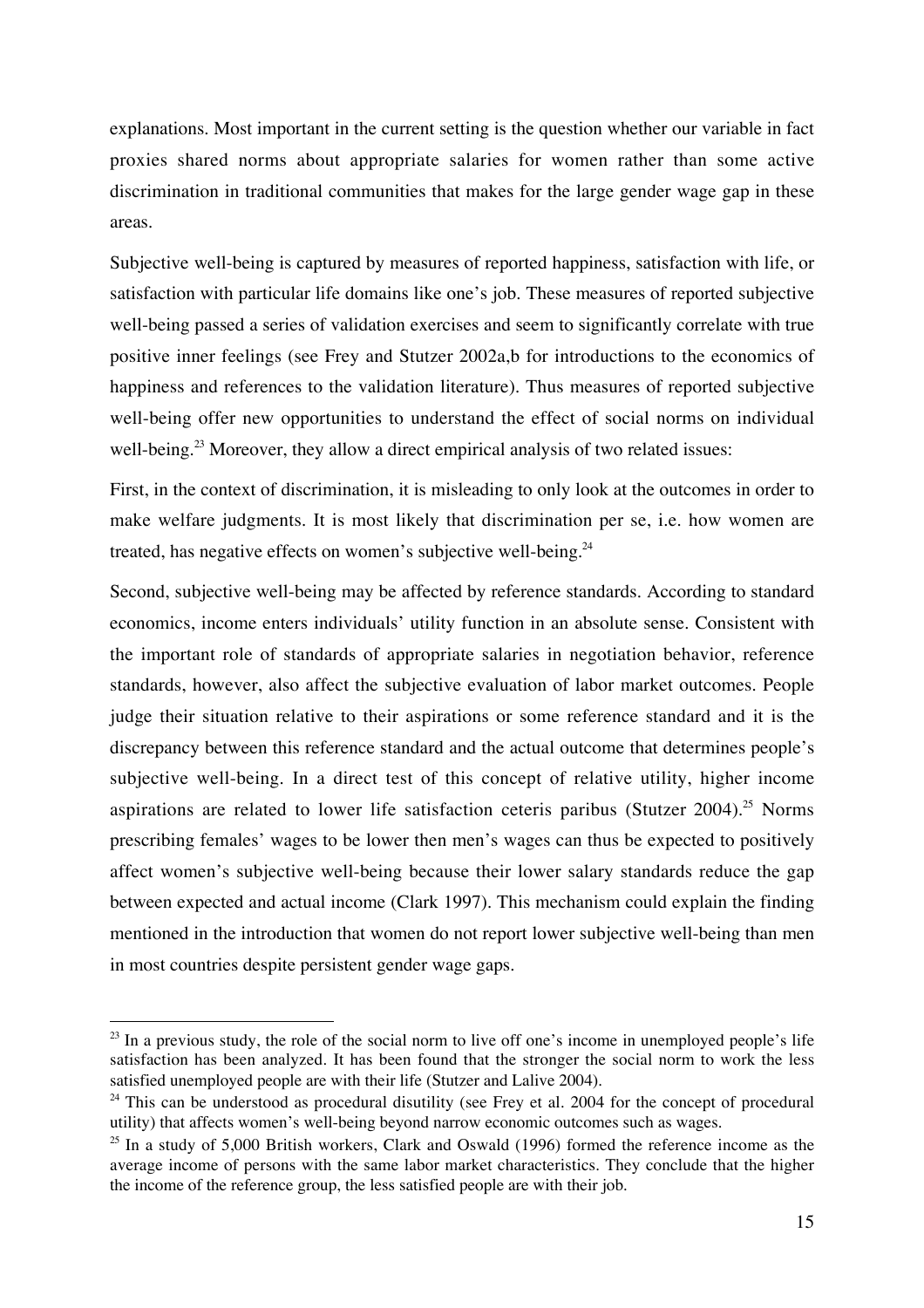explanations. Most important in the current setting is the question whether our variable in fact proxies shared norms about appropriate salaries for women rather than some active discrimination in traditional communities that makes for the large gender wage gap in these areas.

Subjective well-being is captured by measures of reported happiness, satisfaction with life, or satisfaction with particular life domains like one's job. These measures of reported subjective well-being passed a series of validation exercises and seem to significantly correlate with true positive inner feelings (see Frey and Stutzer 2002a,b for introductions to the economics of happiness and references to the validation literature). Thus measures of reported subjective well-being offer new opportunities to understand the effect of social norms on individual well-being.[23] Moreover, they allow a direct empirical analysis of two related issues:

First, in the context of discrimination, it is misleading to only look at the outcomes in order to make welfare judgments. It is most likely that discrimination per se, i.e. how women are treated, has negative effects on women's subjective well-being.[24]

Second, subjective well-being may be affected by reference standards. According to standard economics, income enters individuals' utility function in an absolute sense. Consistent with the important role of standards of appropriate salaries in negotiation behavior, reference standards, however, also affect the subjective evaluation of labor market outcomes. People judge their situation relative to their aspirations or some reference standard and it is the discrepancy between this reference standard and the actual outcome that determines people's subjective well-being. In a direct test of this concept of relative utility, higher income aspirations are related to lower life satisfaction ceteris paribus (Stutzer 2004).[25] Norms prescribing females' wages to be lower then men's wages can thus be expected to positively affect women's subjective well-being because their lower salary standards reduce the gap between expected and actual income (Clark 1997). This mechanism could explain the finding mentioned in the introduction that women do not report lower subjective well-being than men in most countries despite persistent gender wage gaps.

---

[23] In a previous study, the role of the social norm to live off one's income in unemployed people's life satisfaction has been analyzed. It has been found that the stronger the social norm to work the less satisfied unemployed people are with their life (Stutzer and Lalive 2004).

[24] This can be understood as procedural disutility (see Frey et al. 2004 for the concept of procedural utility) that affects women's well-being beyond narrow economic outcomes such as wages.

[25] In a study of 5,000 British workers, Clark and Oswald (1996) formed the reference income as the average income of persons with the same labor market characteristics. They conclude that the higher the income of the reference group, the less satisfied people are with their job.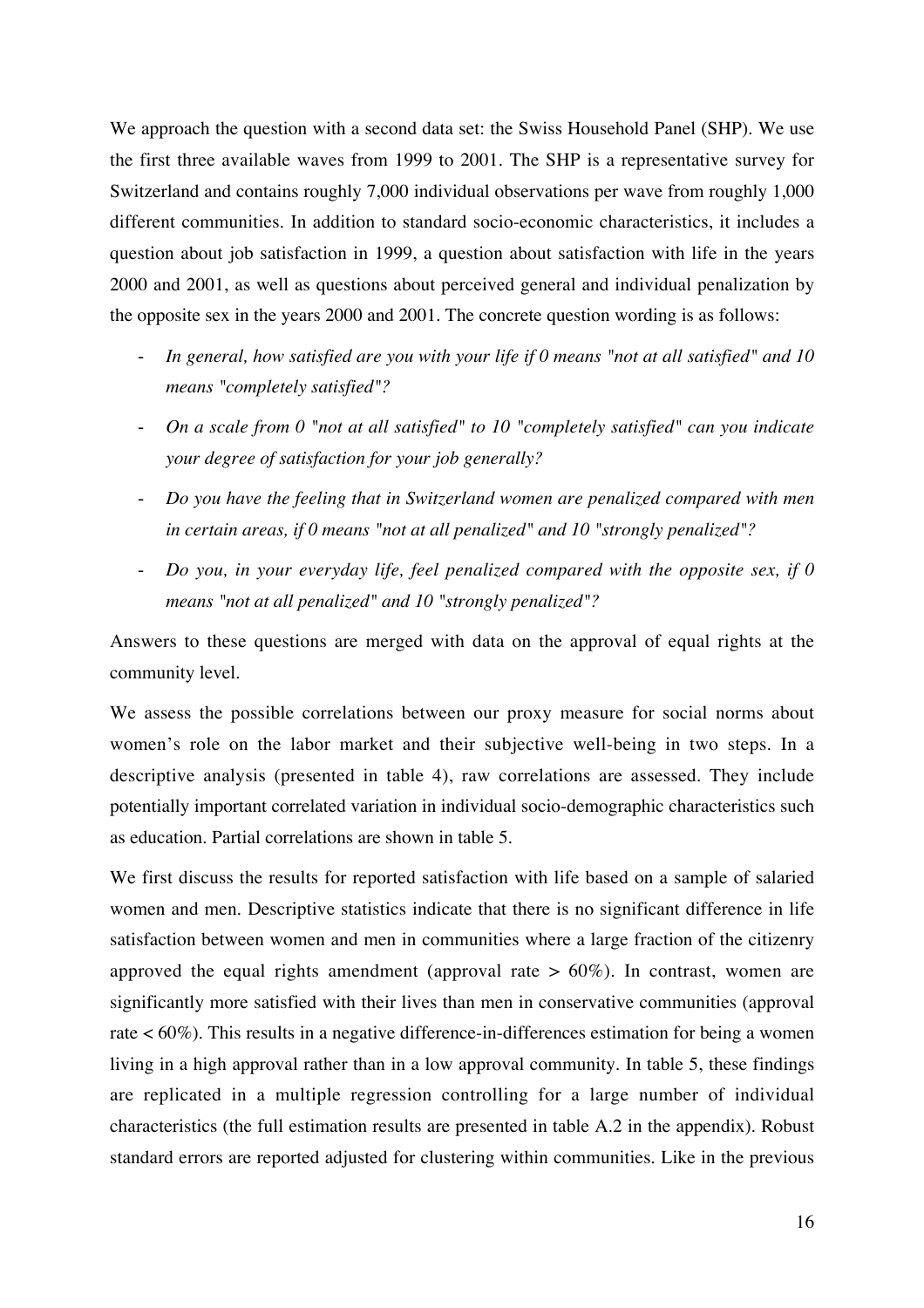We approach the question with a second data set: the Swiss Household Panel (SHP). We use the first three available waves from 1999 to 2001. The SHP is a representative survey for Switzerland and contains roughly 7,000 individual observations per wave from roughly 1,000 different communities. In addition to standard socio-economic characteristics, it includes a question about job satisfaction in 1999, a question about satisfaction with life in the years 2000 and 2001, as well as questions about perceived general and individual penalization by the opposite sex in the years 2000 and 2001. The concrete question wording is as follows:

- *In general, how satisfied are you with your life if 0 means "not at all satisfied" and 10 means "completely satisfied"?*
- *On a scale from 0 "not at all satisfied" to 10 "completely satisfied" can you indicate your degree of satisfaction for your job generally?*
- *Do you have the feeling that in Switzerland women are penalized compared with men in certain areas, if 0 means "not at all penalized" and 10 "strongly penalized"?*
- *Do you, in your everyday life, feel penalized compared with the opposite sex, if 0 means "not at all penalized" and 10 "strongly penalized"?*

Answers to these questions are merged with data on the approval of equal rights at the community level.

We assess the possible correlations between our proxy measure for social norms about women's role on the labor market and their subjective well-being in two steps. In a descriptive analysis (presented in table 4), raw correlations are assessed. They include potentially important correlated variation in individual socio-demographic characteristics such as education. Partial correlations are shown in table 5.

We first discuss the results for reported satisfaction with life based on a sample of salaried women and men. Descriptive statistics indicate that there is no significant difference in life satisfaction between women and men in communities where a large fraction of the citizenry approved the equal rights amendment (approval rate > 60%). In contrast, women are significantly more satisfied with their lives than men in conservative communities (approval rate < 60%). This results in a negative difference-in-differences estimation for being a women living in a high approval rather than in a low approval community. In table 5, these findings are replicated in a multiple regression controlling for a large number of individual characteristics (the full estimation results are presented in table A.2 in the appendix). Robust standard errors are reported adjusted for clustering within communities. Like in the previous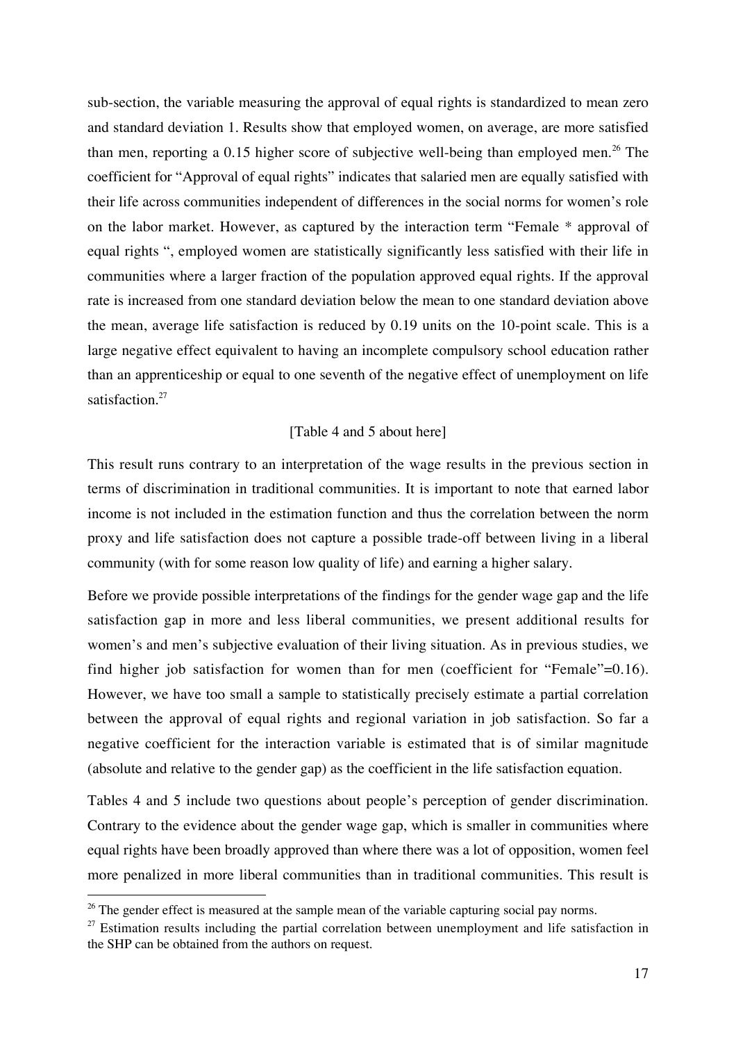sub-section, the variable measuring the approval of equal rights is standardized to mean zero and standard deviation 1. Results show that employed women, on average, are more satisfied than men, reporting a 0.15 higher score of subjective well-being than employed men.[26] The coefficient for "Approval of equal rights" indicates that salaried men are equally satisfied with their life across communities independent of differences in the social norms for women's role on the labor market. However, as captured by the interaction term "Female * approval of equal rights ", employed women are statistically significantly less satisfied with their life in communities where a larger fraction of the population approved equal rights. If the approval rate is increased from one standard deviation below the mean to one standard deviation above the mean, average life satisfaction is reduced by 0.19 units on the 10-point scale. This is a large negative effect equivalent to having an incomplete compulsory school education rather than an apprenticeship or equal to one seventh of the negative effect of unemployment on life satisfaction.[27]

[Table 4 and 5 about here]

This result runs contrary to an interpretation of the wage results in the previous section in terms of discrimination in traditional communities. It is important to note that earned labor income is not included in the estimation function and thus the correlation between the norm proxy and life satisfaction does not capture a possible trade-off between living in a liberal community (with for some reason low quality of life) and earning a higher salary.

Before we provide possible interpretations of the findings for the gender wage gap and the life satisfaction gap in more and less liberal communities, we present additional results for women's and men's subjective evaluation of their living situation. As in previous studies, we find higher job satisfaction for women than for men (coefficient for "Female"=0.16). However, we have too small a sample to statistically precisely estimate a partial correlation between the approval of equal rights and regional variation in job satisfaction. So far a negative coefficient for the interaction variable is estimated that is of similar magnitude (absolute and relative to the gender gap) as the coefficient in the life satisfaction equation.

Tables 4 and 5 include two questions about people's perception of gender discrimination. Contrary to the evidence about the gender wage gap, which is smaller in communities where equal rights have been broadly approved than where there was a lot of opposition, women feel more penalized in more liberal communities than in traditional communities. This result is

[26] The gender effect is measured at the sample mean of the variable capturing social pay norms.

[27] Estimation results including the partial correlation between unemployment and life satisfaction in the SHP can be obtained from the authors on request.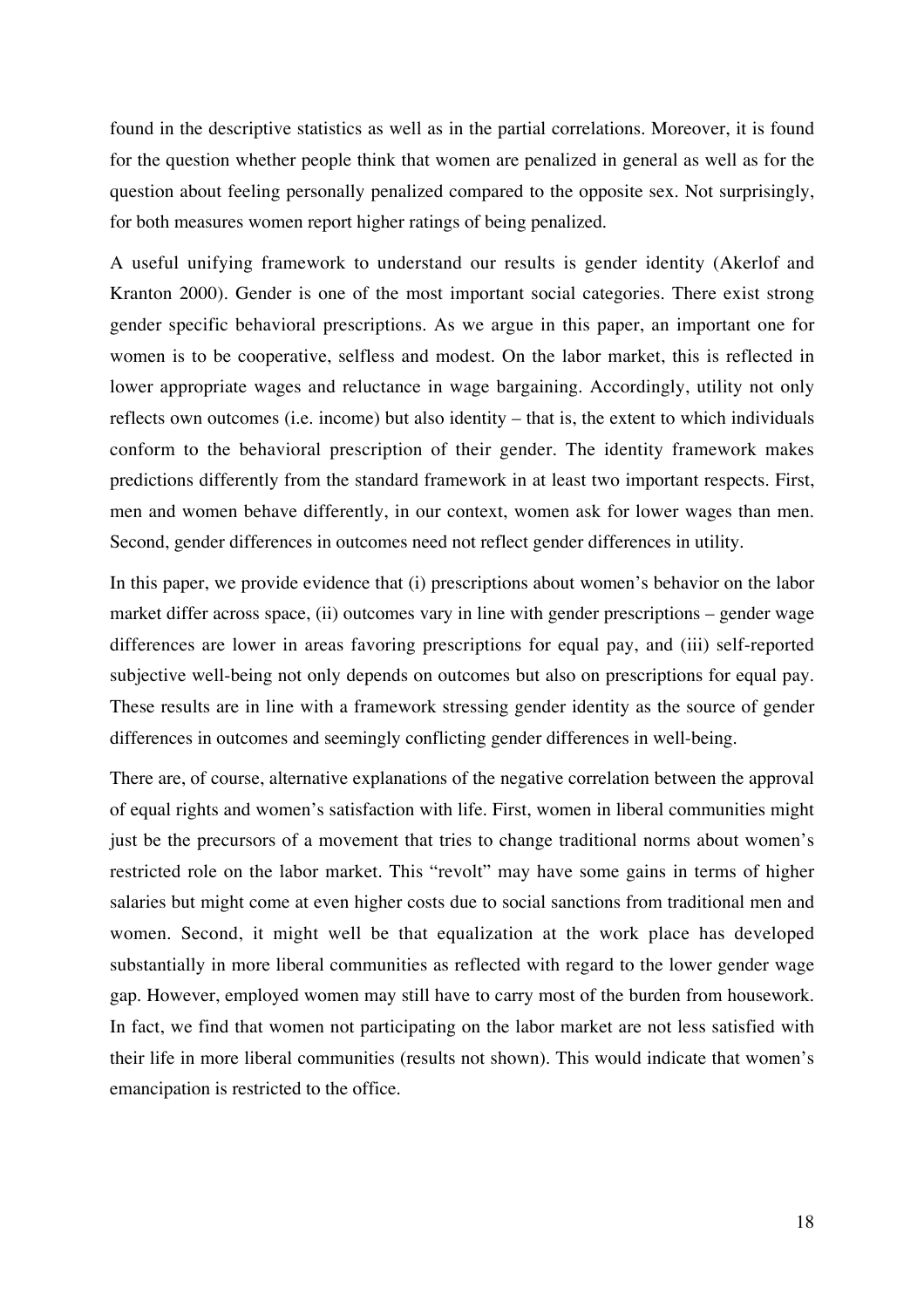found in the descriptive statistics as well as in the partial correlations. Moreover, it is found for the question whether people think that women are penalized in general as well as for the question about feeling personally penalized compared to the opposite sex. Not surprisingly, for both measures women report higher ratings of being penalized.

A useful unifying framework to understand our results is gender identity (Akerlof and Kranton 2000). Gender is one of the most important social categories. There exist strong gender specific behavioral prescriptions. As we argue in this paper, an important one for women is to be cooperative, selfless and modest. On the labor market, this is reflected in lower appropriate wages and reluctance in wage bargaining. Accordingly, utility not only reflects own outcomes (i.e. income) but also identity – that is, the extent to which individuals conform to the behavioral prescription of their gender. The identity framework makes predictions differently from the standard framework in at least two important respects. First, men and women behave differently, in our context, women ask for lower wages than men. Second, gender differences in outcomes need not reflect gender differences in utility.

In this paper, we provide evidence that (i) prescriptions about women's behavior on the labor market differ across space, (ii) outcomes vary in line with gender prescriptions – gender wage differences are lower in areas favoring prescriptions for equal pay, and (iii) self-reported subjective well-being not only depends on outcomes but also on prescriptions for equal pay. These results are in line with a framework stressing gender identity as the source of gender differences in outcomes and seemingly conflicting gender differences in well-being.

There are, of course, alternative explanations of the negative correlation between the approval of equal rights and women's satisfaction with life. First, women in liberal communities might just be the precursors of a movement that tries to change traditional norms about women's restricted role on the labor market. This "revolt" may have some gains in terms of higher salaries but might come at even higher costs due to social sanctions from traditional men and women. Second, it might well be that equalization at the work place has developed substantially in more liberal communities as reflected with regard to the lower gender wage gap. However, employed women may still have to carry most of the burden from housework. In fact, we find that women not participating on the labor market are not less satisfied with their life in more liberal communities (results not shown). This would indicate that women's emancipation is restricted to the office.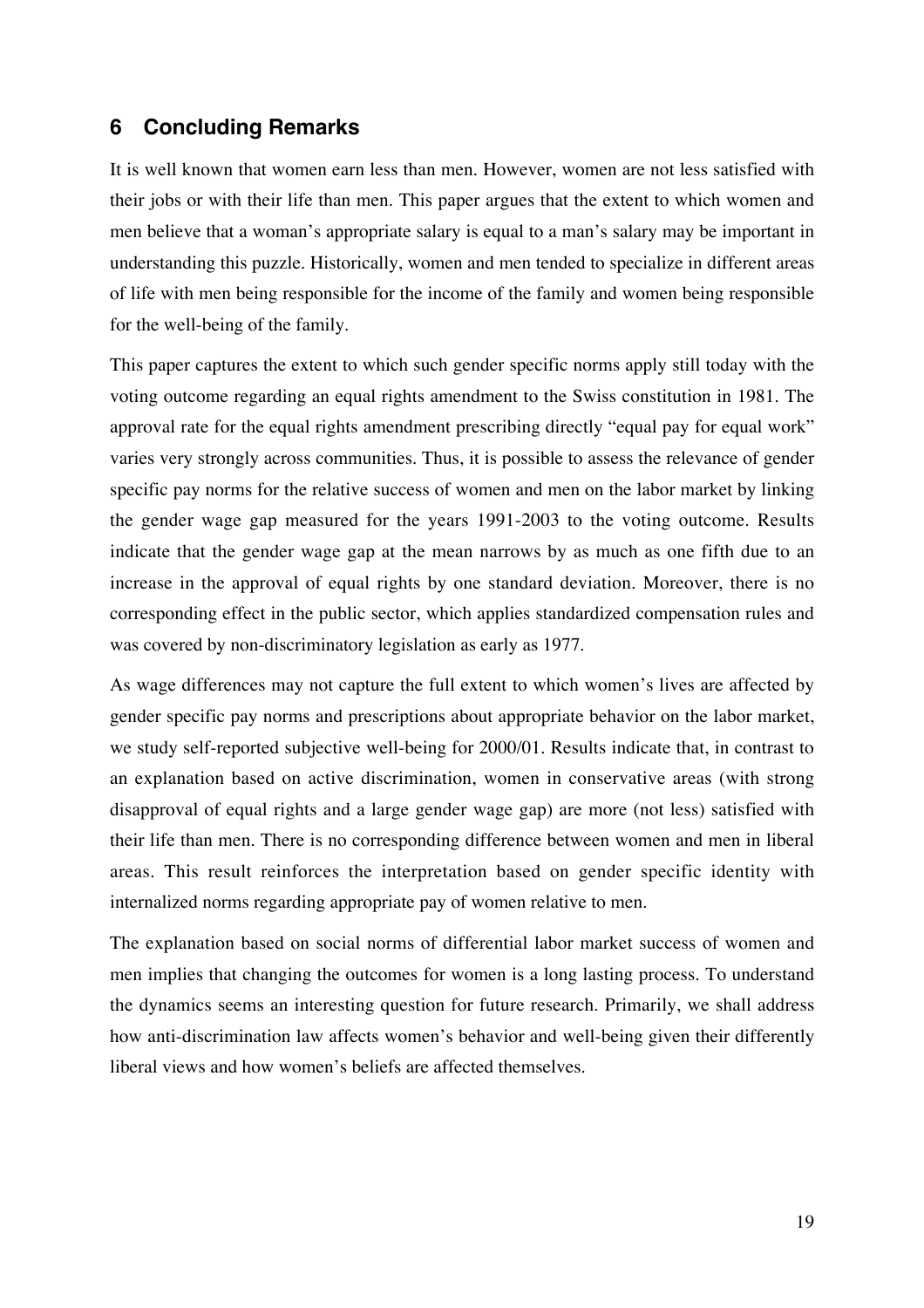## 6 Concluding Remarks

It is well known that women earn less than men. However, women are not less satisfied with their jobs or with their life than men. This paper argues that the extent to which women and men believe that a woman's appropriate salary is equal to a man's salary may be important in understanding this puzzle. Historically, women and men tended to specialize in different areas of life with men being responsible for the income of the family and women being responsible for the well-being of the family.

This paper captures the extent to which such gender specific norms apply still today with the voting outcome regarding an equal rights amendment to the Swiss constitution in 1981. The approval rate for the equal rights amendment prescribing directly "equal pay for equal work" varies very strongly across communities. Thus, it is possible to assess the relevance of gender specific pay norms for the relative success of women and men on the labor market by linking the gender wage gap measured for the years 1991-2003 to the voting outcome. Results indicate that the gender wage gap at the mean narrows by as much as one fifth due to an increase in the approval of equal rights by one standard deviation. Moreover, there is no corresponding effect in the public sector, which applies standardized compensation rules and was covered by non-discriminatory legislation as early as 1977.

As wage differences may not capture the full extent to which women's lives are affected by gender specific pay norms and prescriptions about appropriate behavior on the labor market, we study self-reported subjective well-being for 2000/01. Results indicate that, in contrast to an explanation based on active discrimination, women in conservative areas (with strong disapproval of equal rights and a large gender wage gap) are more (not less) satisfied with their life than men. There is no corresponding difference between women and men in liberal areas. This result reinforces the interpretation based on gender specific identity with internalized norms regarding appropriate pay of women relative to men.

The explanation based on social norms of differential labor market success of women and men implies that changing the outcomes for women is a long lasting process. To understand the dynamics seems an interesting question for future research. Primarily, we shall address how anti-discrimination law affects women's behavior and well-being given their differently liberal views and how women's beliefs are affected themselves.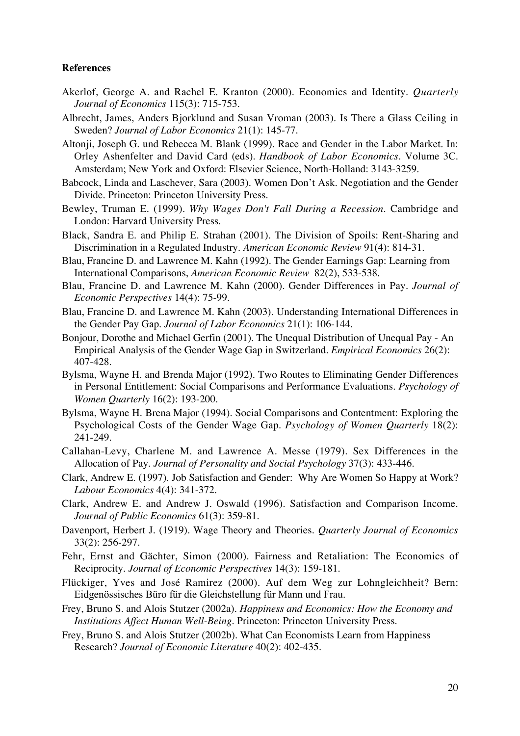**References**

Akerlof, George A. and Rachel E. Kranton (2000). Economics and Identity. *Quarterly Journal of Economics* 115(3): 715-753.

Albrecht, James, Anders Bjorklund and Susan Vroman (2003). Is There a Glass Ceiling in Sweden? *Journal of Labor Economics* 21(1): 145-77.

Altonji, Joseph G. und Rebecca M. Blank (1999). Race and Gender in the Labor Market. In: Orley Ashenfelter and David Card (eds). *Handbook of Labor Economics*. Volume 3C. Amsterdam; New York and Oxford: Elsevier Science, North-Holland: 3143-3259.

Babcock, Linda and Laschever, Sara (2003). Women Don't Ask. Negotiation and the Gender Divide. Princeton: Princeton University Press.

Bewley, Truman E. (1999). *Why Wages Don't Fall During a Recession*. Cambridge and London: Harvard University Press.

Black, Sandra E. and Philip E. Strahan (2001). The Division of Spoils: Rent-Sharing and Discrimination in a Regulated Industry. *American Economic Review* 91(4): 814-31.

Blau, Francine D. and Lawrence M. Kahn (1992). The Gender Earnings Gap: Learning from International Comparisons, *American Economic Review* 82(2), 533-538.

Blau, Francine D. and Lawrence M. Kahn (2000). Gender Differences in Pay. *Journal of Economic Perspectives* 14(4): 75-99.

Blau, Francine D. and Lawrence M. Kahn (2003). Understanding International Differences in the Gender Pay Gap. *Journal of Labor Economics* 21(1): 106-144.

Bonjour, Dorothe and Michael Gerfin (2001). The Unequal Distribution of Unequal Pay - An Empirical Analysis of the Gender Wage Gap in Switzerland. *Empirical Economics* 26(2): 407-428.

Bylsma, Wayne H. and Brenda Major (1992). Two Routes to Eliminating Gender Differences in Personal Entitlement: Social Comparisons and Performance Evaluations. *Psychology of Women Quarterly* 16(2): 193-200.

Bylsma, Wayne H. Brena Major (1994). Social Comparisons and Contentment: Exploring the Psychological Costs of the Gender Wage Gap. *Psychology of Women Quarterly* 18(2): 241-249.

Callahan-Levy, Charlene M. and Lawrence A. Messe (1979). Sex Differences in the Allocation of Pay. *Journal of Personality and Social Psychology* 37(3): 433-446.

Clark, Andrew E. (1997). Job Satisfaction and Gender: Why Are Women So Happy at Work? *Labour Economics* 4(4): 341-372.

Clark, Andrew E. and Andrew J. Oswald (1996). Satisfaction and Comparison Income. *Journal of Public Economics* 61(3): 359-81.

Davenport, Herbert J. (1919). Wage Theory and Theories. *Quarterly Journal of Economics* 33(2): 256-297.

Fehr, Ernst and Gächter, Simon (2000). Fairness and Retaliation: The Economics of Reciprocity. *Journal of Economic Perspectives* 14(3): 159-181.

Flückiger, Yves and José Ramirez (2000). Auf dem Weg zur Lohngleichheit? Bern: Eidgenössisches Büro für die Gleichstellung für Mann und Frau.

Frey, Bruno S. and Alois Stutzer (2002a). *Happiness and Economics: How the Economy and Institutions Affect Human Well-Being*. Princeton: Princeton University Press.

Frey, Bruno S. and Alois Stutzer (2002b). What Can Economists Learn from Happiness Research? *Journal of Economic Literature* 40(2): 402-435.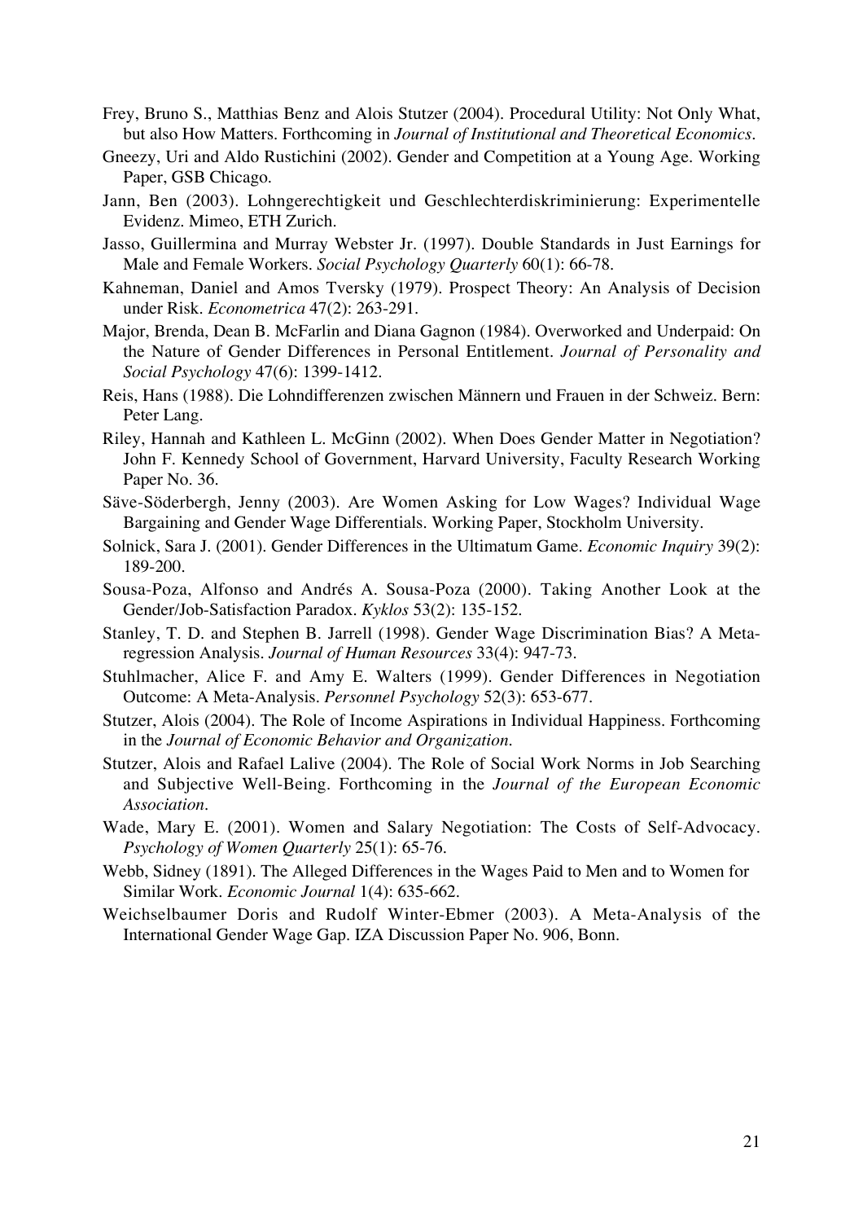Frey, Bruno S., Matthias Benz and Alois Stutzer (2004). Procedural Utility: Not Only What, but also How Matters. Forthcoming in *Journal of Institutional and Theoretical Economics*.

Gneezy, Uri and Aldo Rustichini (2002). Gender and Competition at a Young Age. Working Paper, GSB Chicago.

Jann, Ben (2003). Lohngerechtigkeit und Geschlechterdiskriminierung: Experimentelle Evidenz. Mimeo, ETH Zurich.

Jasso, Guillermina and Murray Webster Jr. (1997). Double Standards in Just Earnings for Male and Female Workers. *Social Psychology Quarterly* 60(1): 66-78.

Kahneman, Daniel and Amos Tversky (1979). Prospect Theory: An Analysis of Decision under Risk. *Econometrica* 47(2): 263-291.

Major, Brenda, Dean B. McFarlin and Diana Gagnon (1984). Overworked and Underpaid: On the Nature of Gender Differences in Personal Entitlement. *Journal of Personality and Social Psychology* 47(6): 1399-1412.

Reis, Hans (1988). Die Lohndifferenzen zwischen Männern und Frauen in der Schweiz. Bern: Peter Lang.

Riley, Hannah and Kathleen L. McGinn (2002). When Does Gender Matter in Negotiation? John F. Kennedy School of Government, Harvard University, Faculty Research Working Paper No. 36.

Säve-Söderbergh, Jenny (2003). Are Women Asking for Low Wages? Individual Wage Bargaining and Gender Wage Differentials. Working Paper, Stockholm University.

Solnick, Sara J. (2001). Gender Differences in the Ultimatum Game. *Economic Inquiry* 39(2): 189-200.

Sousa-Poza, Alfonso and Andrés A. Sousa-Poza (2000). Taking Another Look at the Gender/Job-Satisfaction Paradox. *Kyklos* 53(2): 135-152.

Stanley, T. D. and Stephen B. Jarrell (1998). Gender Wage Discrimination Bias? A Meta-regression Analysis. *Journal of Human Resources* 33(4): 947-73.

Stuhlmacher, Alice F. and Amy E. Walters (1999). Gender Differences in Negotiation Outcome: A Meta-Analysis. *Personnel Psychology* 52(3): 653-677.

Stutzer, Alois (2004). The Role of Income Aspirations in Individual Happiness. Forthcoming in the *Journal of Economic Behavior and Organization*.

Stutzer, Alois and Rafael Lalive (2004). The Role of Social Work Norms in Job Searching and Subjective Well-Being. Forthcoming in the *Journal of the European Economic Association*.

Wade, Mary E. (2001). Women and Salary Negotiation: The Costs of Self-Advocacy. *Psychology of Women Quarterly* 25(1): 65-76.

Webb, Sidney (1891). The Alleged Differences in the Wages Paid to Men and to Women for Similar Work. *Economic Journal* 1(4): 635-662.

Weichselbaumer Doris and Rudolf Winter-Ebmer (2003). A Meta-Analysis of the International Gender Wage Gap. IZA Discussion Paper No. 906, Bonn.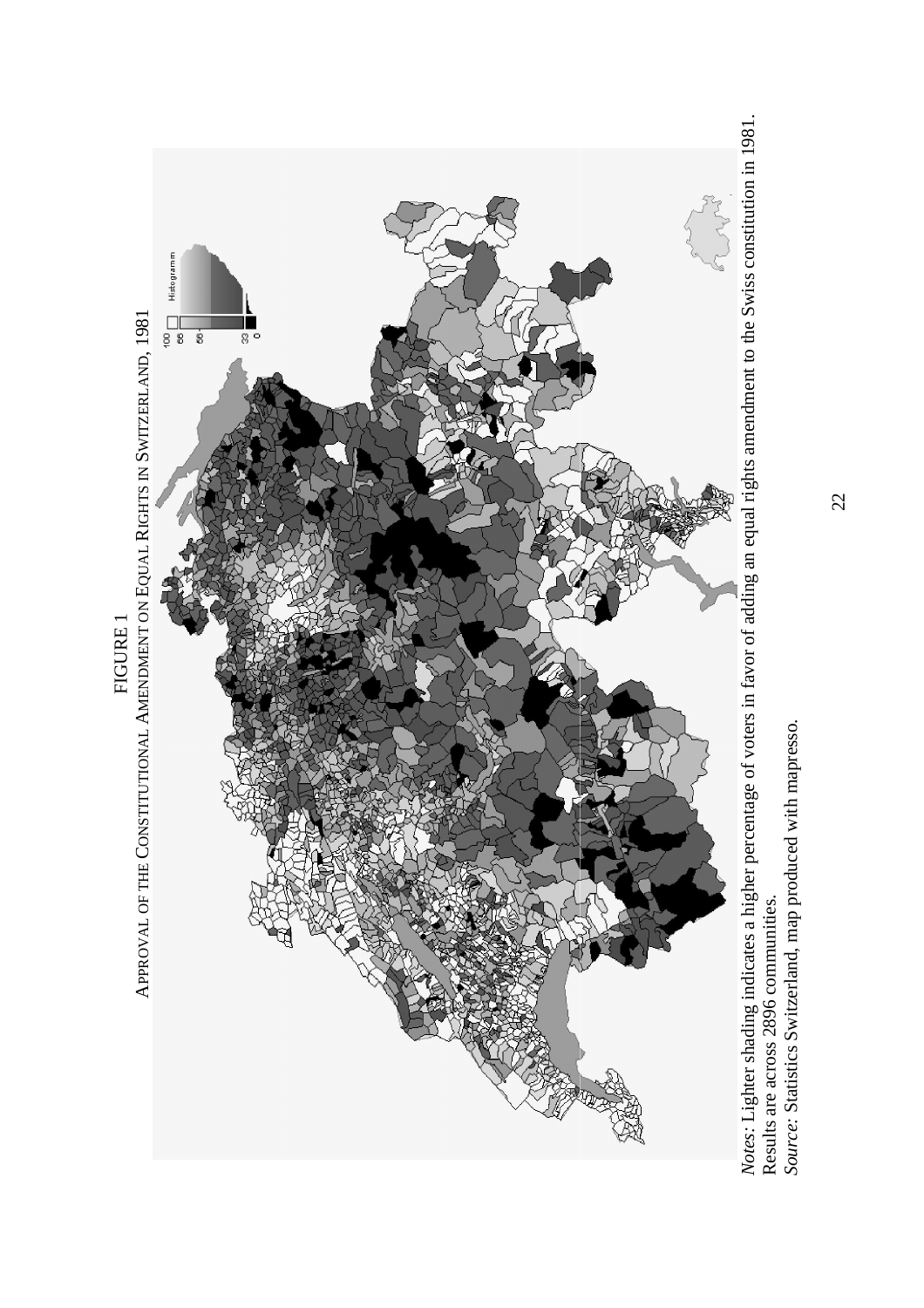FIGURE 1

Approval of the Constitutional Amendment on Equal Rights in Switzerland, 1981

*Notes*: Lighter shading indicates a higher percentage of voters in favor of adding an equal rights amendment to the Swiss constitution in 1981. Results are across 2896 communities.

*Source:* Statistics Switzerland, map produced with mapresso.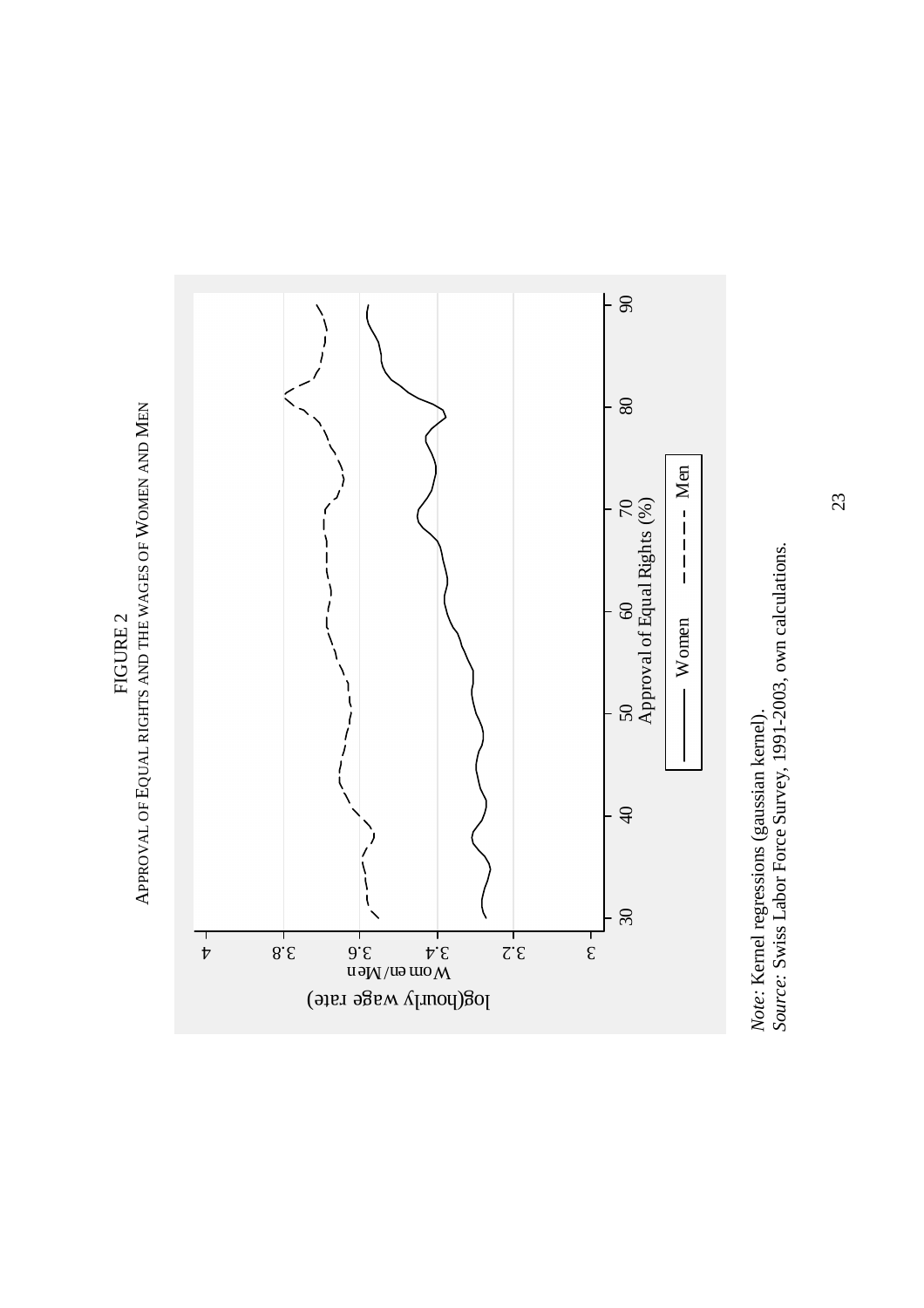FIGURE 2

APPROVAL OF EQUAL RIGHTS AND THE WAGES OF WOMEN AND MEN

*Note:* Kernel regressions (gaussian kernel).
*Source:* Swiss Labor Force Survey, 1991-2003, own calculations.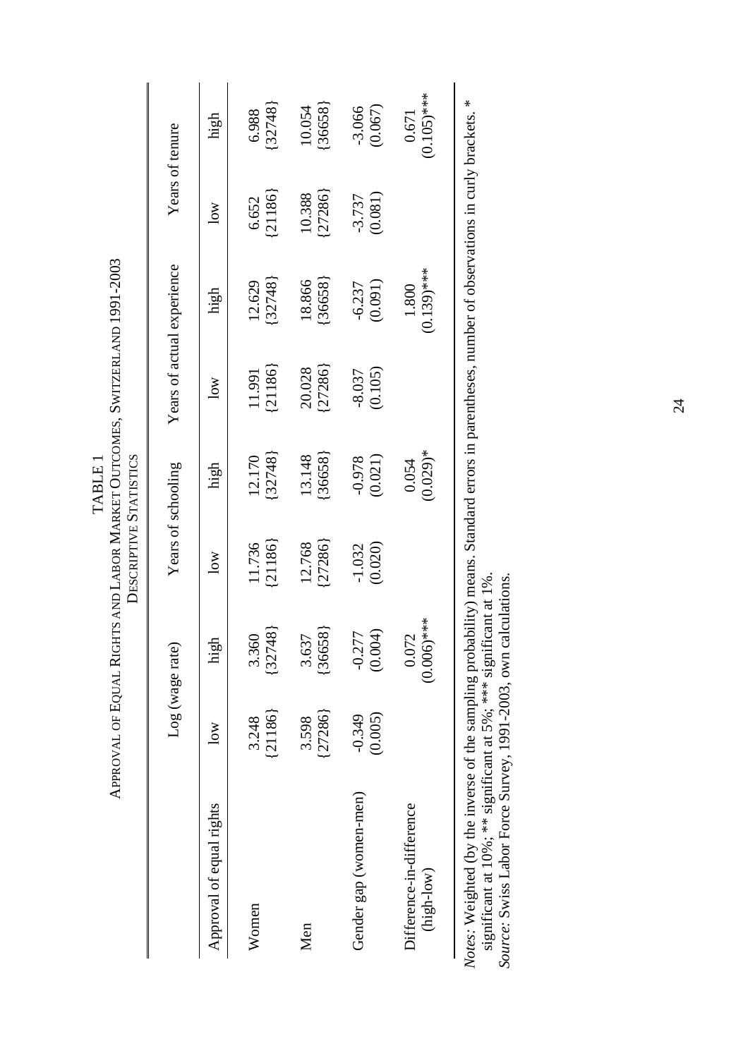TABLE 1

APPROVAL OF EQUAL RIGHTS AND LABOR MARKET OUTCOMES, SWITZERLAND 1991-2003

DESCRIPTIVE STATISTICS

| | Log (wage rate) | | Years of schooling | | Years of actual experience | | Years of tenure | |
|---|---|---|---|---|---|---|---|---|
| Approval of equal rights | low | high | low | high | low | high | low | high |
| Women | 3.248 {21186} | 3.360 {32748} | 11.736 {21186} | 12.170 {32748} | 11.991 {21186} | 12.629 {32748} | 6.652 {21186} | 6.988 {32748} |
| Men | 3.598 {27286} | 3.637 {36658} | 12.768 {27286} | 13.148 {36658} | 20.028 {27286} | 18.866 {36658} | 10.388 {27286} | 10.054 {36658} |
| Gender gap (women-men) | -0.349 (0.005) | -0.277 (0.004) | -1.032 (0.020) | -0.978 (0.021) | -8.037 (0.105) | -6.237 (0.091) | -3.737 (0.081) | -3.066 (0.067) |
| Difference-in-difference (high-low) | | 0.072 (0.006)*** | | 0.054 (0.029)* | | 1.800 (0.139)*** | | 0.671 (0.105)*** |

*Notes:* Weighted (by the inverse of the sampling probability) means. Standard errors in parentheses, number of observations in curly brackets. * significant at 10%; ** significant at 5%; *** significant at 1%.

*Source:* Swiss Labor Force Survey, 1991-2003, own calculations.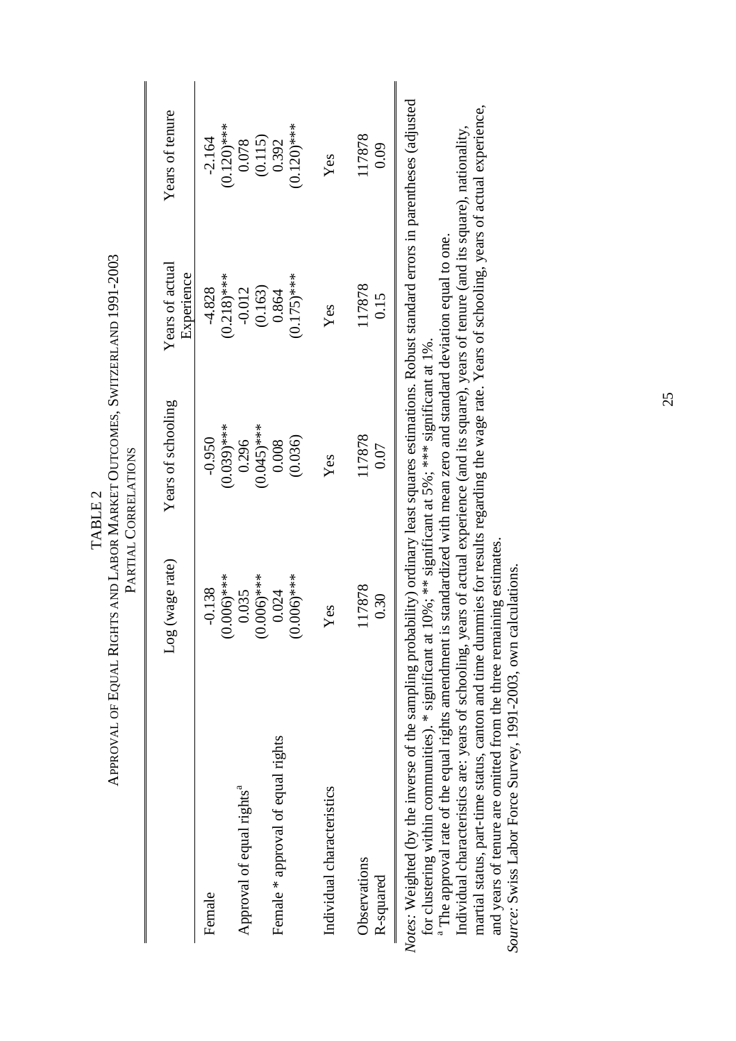TABLE 2

APPROVAL OF EQUAL RIGHTS AND LABOR MARKET OUTCOMES, SWITZERLAND 1991-2003

PARTIAL CORRELATIONS

| | Log (wage rate) | Years of schooling | Years of actual Experience | Years of tenure |
|---|---|---|---|---|
| Female | -0.138 | -0.950 | -4.828 | -2.164 |
| | (0.006)*** | (0.039)*** | (0.218)*** | (0.120)*** |
| Approval of equal rights[a] | 0.035 | 0.296 | -0.012 | 0.078 |
| | (0.006)*** | (0.045)*** | (0.163) | (0.115) |
| Female * approval of equal rights | 0.024 | 0.008 | 0.864 | 0.392 |
| | (0.006)*** | (0.036) | (0.175)*** | (0.120)*** |
| Individual characteristics | Yes | Yes | Yes | Yes |
| Observations | 117878 | 117878 | 117878 | 117878 |
| R-squared | 0.30 | 0.07 | 0.15 | 0.09 |

*Notes*: Weighted (by the inverse of the sampling probability) ordinary least squares estimations. Robust standard errors in parentheses (adjusted for clustering within communities). * significant at 10%; ** significant at 5%; *** significant at 1%.

[a] The approval rate of the equal rights amendment is standardized with mean zero and standard deviation equal to one.

Individual characteristics are: years of schooling, years of actual experience (and its square), years of tenure (and its square), nationality, martial status, part-time status, canton and time dummies for results regarding the wage rate. Years of schooling, years of actual experience, and years of tenure are omitted from the three remaining estimates.

*Source:* Swiss Labor Force Survey, 1991-2003, own calculations.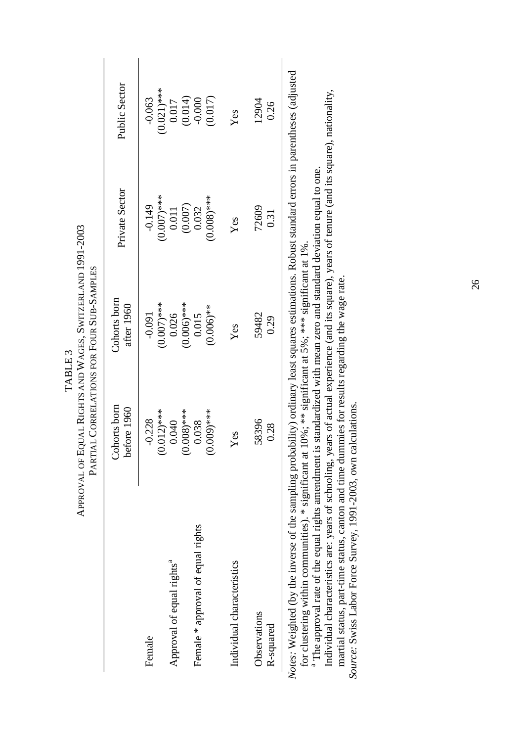TABLE 3

APPROVAL OF EQUAL RIGHTS AND WAGES, SWITZERLAND 1991-2003

PARTIAL CORRELATIONS FOR FOUR SUB-SAMPLES

| | Cohorts born before 1960 | Cohorts born after 1960 | Private Sector | Public Sector |
|---|---|---|---|---|
| Female | -0.228 | -0.091 | -0.149 | -0.063 |
| | (0.012)*** | (0.007)*** | (0.007)*** | (0.021)*** |
| Approval of equal rights[a] | 0.040 | 0.026 | 0.011 | 0.017 |
| | (0.008)*** | (0.006)*** | (0.007) | (0.014) |
| Female * approval of equal rights | 0.038 | 0.015 | 0.032 | -0.000 |
| | (0.009)*** | (0.006)** | (0.008)*** | (0.017) |
| Individual characteristics | Yes | Yes | Yes | Yes |
| Observations | 58396 | 59482 | 72609 | 12904 |
| R-squared | 0.28 | 0.29 | 0.31 | 0.26 |

*Notes:* Weighted (by the inverse of the sampling probability) ordinary least squares estimations. Robust standard errors in parentheses (adjusted for clustering within communities). * significant at 10%; ** significant at 5%; *** significant at 1%.

[a] The approval rate of the equal rights amendment is standardized with mean zero and standard deviation equal to one.

Individual characteristics are: years of schooling, years of actual experience (and its square), years of tenure (and its square), nationality, martial status, part-time status, canton and time dummies for results regarding the wage rate.

*Source:* Swiss Labor Force Survey, 1991-2003, own calculations.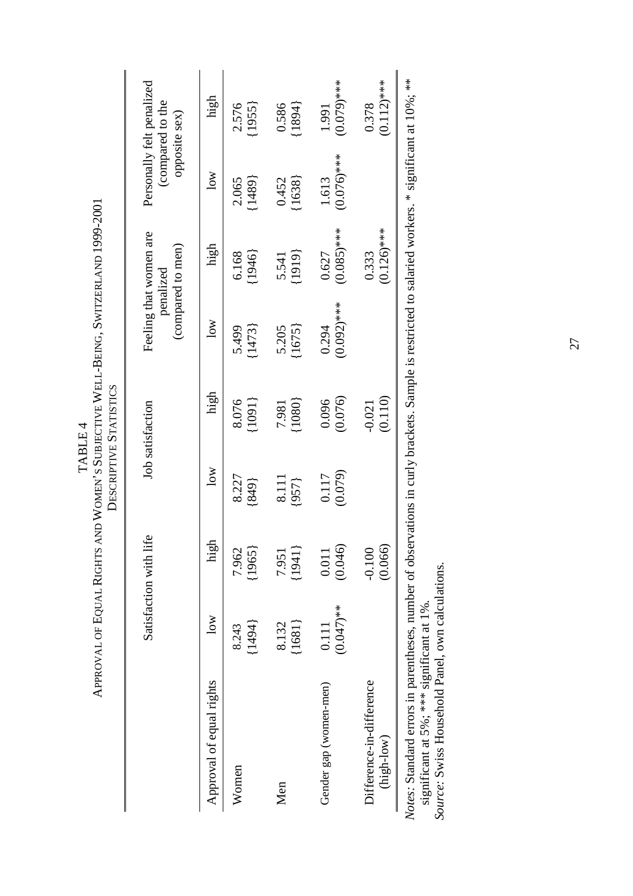TABLE 4

APPROVAL OF EQUAL RIGHTS AND WOMEN'S SUBJECTIVE WELL-BEING, SWITZERLAND 1999-2001

DESCRIPTIVE STATISTICS

| | Satisfaction with life | | Job satisfaction | | Feeling that women are penalized (compared to men) | | Personally felt penalized (compared to the opposite sex) | |
|---|---|---|---|---|---|---|---|---|
| Approval of equal rights | low | high | low | high | low | high | low | high |
| Women | 8.243 {1494} | 7.962 {1965} | 8.227 {849} | 8.076 {1091} | 5.499 {1473} | 6.168 {1946} | 2.065 {1489} | 2.576 {1955} |
| Men | 8.132 {1681} | 7.951 {1941} | 8.111 {957} | 7.981 {1080} | 5.205 {1675} | 5.541 {1919} | 0.452 {1638} | 0.586 {1894} |
| Gender gap (women-men) | 0.111 (0.047)** | 0.011 (0.046) | 0.117 (0.079) | 0.096 (0.076) | 0.294 (0.092)*** | 0.627 (0.085)*** | 1.613 (0.076)*** | 1.991 (0.079)*** |
| Difference-in-difference (high-low) | | -0.100 (0.066) | | -0.021 (0.110) | | 0.333 (0.126)*** | | 0.378 (0.112)*** |

*Notes:* Standard errors in parentheses, number of observations in curly brackets. Sample is restricted to salaried workers. * significant at 10%; ** significant at 5%; *** significant at 1%.

*Source:* Swiss Household Panel, own calculations.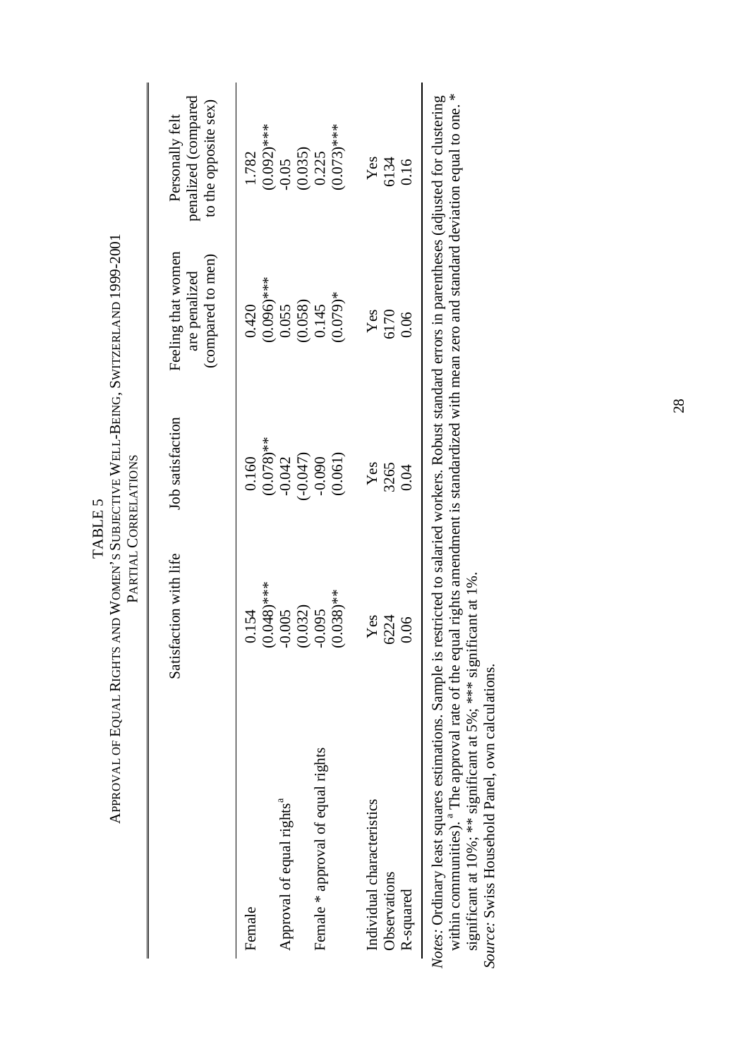TABLE 5

APPROVAL OF EQUAL RIGHTS AND WOMEN'S SUBJECTIVE WELL-BEING, SWITZERLAND 1999-2001

PARTIAL CORRELATIONS

| | Satisfaction with life | Job satisfaction | Feeling that women are penalized (compared to men) | Personally felt penalized (compared to the opposite sex) |
|---|---|---|---|---|
| Female | 0.154 | 0.160 | 0.420 | 1.782 |
| | (0.048)*** | (0.078)** | (0.096)*** | (0.092)*** |
| Approval of equal rights[a] | -0.005 | -0.042 | 0.055 | -0.05 |
| | (0.032) | (-0.047) | (0.058) | (0.035) |
| Female * approval of equal rights | -0.095 | -0.090 | 0.145 | 0.225 |
| | (0.038)** | (0.061) | (0.079)* | (0.073)*** |
| Individual characteristics | Yes | Yes | Yes | Yes |
| Observations | 6224 | 3265 | 6170 | 6134 |
| R-squared | 0.06 | 0.04 | 0.06 | 0.16 |

*Notes:* Ordinary least squares estimations. Sample is restricted to salaried workers. Robust standard errors in parentheses (adjusted for clustering within communities). [a] The approval rate of the equal rights amendment is standardized with mean zero and standard deviation equal to one. * significant at 10%; ** significant at 5%; *** significant at 1%.

*Source:* Swiss Household Panel, own calculations.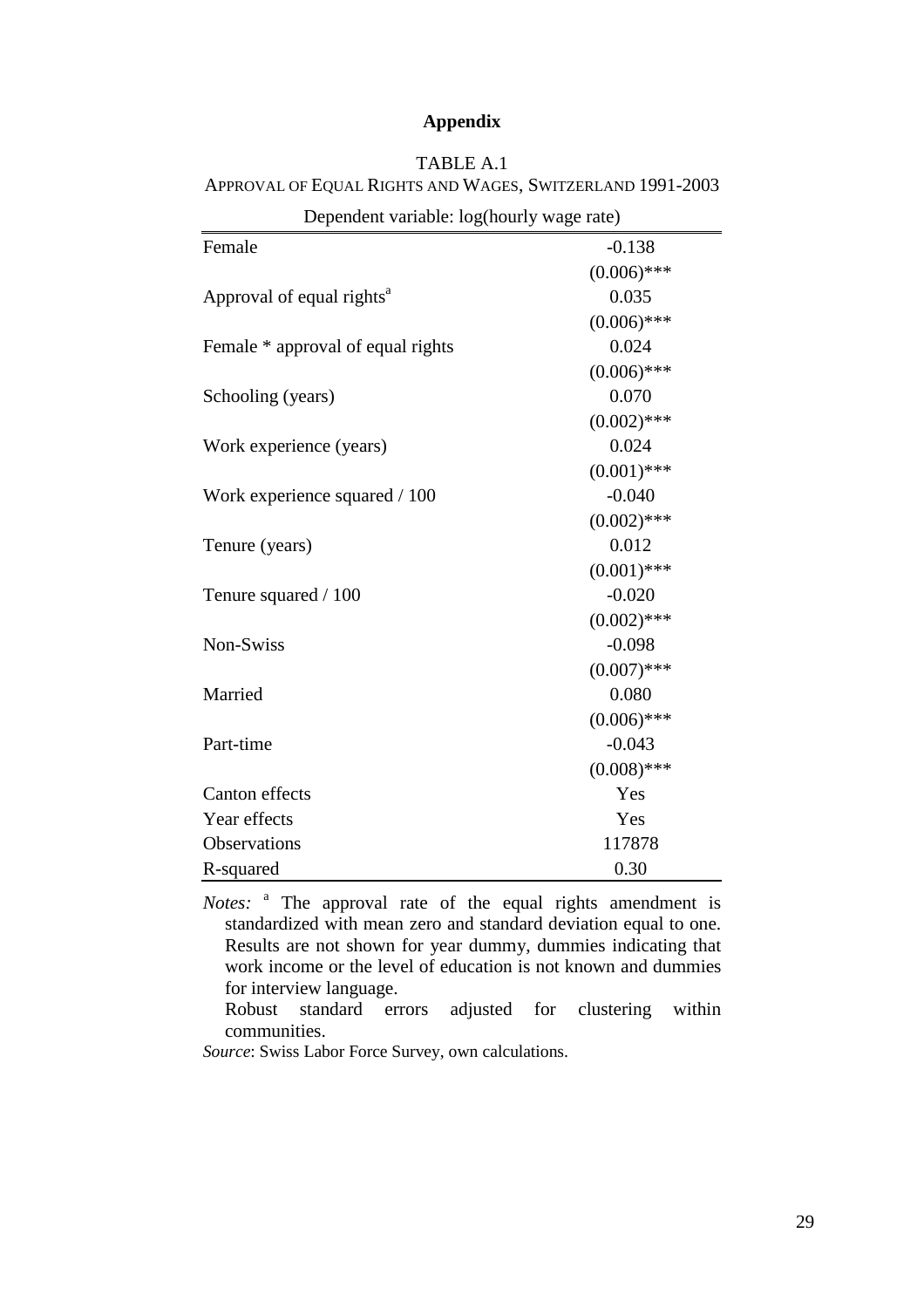## Appendix

TABLE A.1

APPROVAL OF EQUAL RIGHTS AND WAGES, SWITZERLAND 1991-2003

| Dependent variable: log(hourly wage rate) | |
|---|---|
| Female | -0.138 |
| | (0.006)*** |
| Approval of equal rights[a] | 0.035 |
| | (0.006)*** |
| Female * approval of equal rights | 0.024 |
| | (0.006)*** |
| Schooling (years) | 0.070 |
| | (0.002)*** |
| Work experience (years) | 0.024 |
| | (0.001)*** |
| Work experience squared / 100 | -0.040 |
| | (0.002)*** |
| Tenure (years) | 0.012 |
| | (0.001)*** |
| Tenure squared / 100 | -0.020 |
| | (0.002)*** |
| Non-Swiss | -0.098 |
| | (0.007)*** |
| Married | 0.080 |
| | (0.006)*** |
| Part-time | -0.043 |
| | (0.008)*** |
| Canton effects | Yes |
| Year effects | Yes |
| Observations | 117878 |
| R-squared | 0.30 |

*Notes:* [a] The approval rate of the equal rights amendment is standardized with mean zero and standard deviation equal to one. Results are not shown for year dummy, dummies indicating that work income or the level of education is not known and dummies for interview language.
Robust standard errors adjusted for clustering within communities.

*Source*: Swiss Labor Force Survey, own calculations.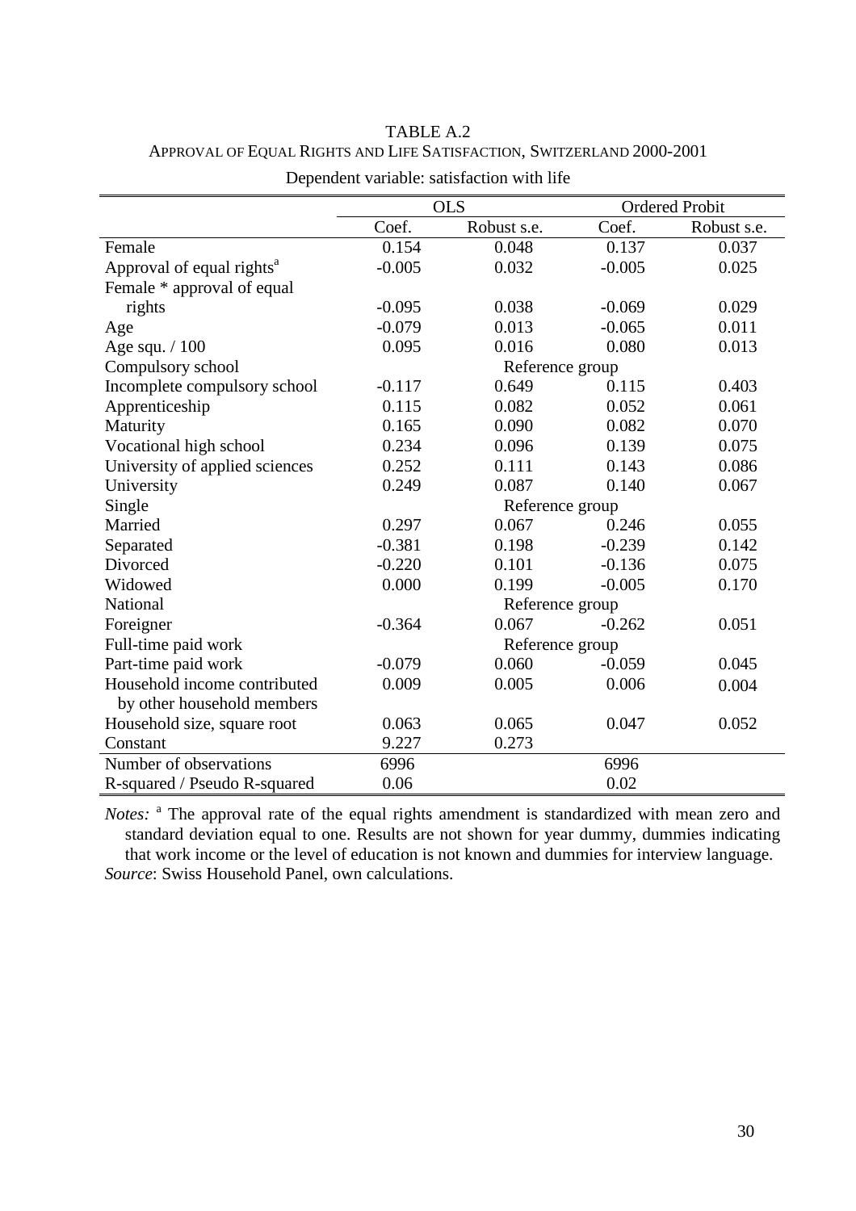TABLE A.2

APPROVAL OF EQUAL RIGHTS AND LIFE SATISFACTION, SWITZERLAND 2000-2001

Dependent variable: satisfaction with life

| | OLS | | Ordered Probit | |
|---|---|---|---|---|
| | Coef. | Robust s.e. | Coef. | Robust s.e. |
| Female | 0.154 | 0.048 | 0.137 | 0.037 |
| Approval of equal rights[a] | -0.005 | 0.032 | -0.005 | 0.025 |
| Female * approval of equal rights | -0.095 | 0.038 | -0.069 | 0.029 |
| Age | -0.079 | 0.013 | -0.065 | 0.011 |
| Age squ. / 100 | 0.095 | 0.016 | 0.080 | 0.013 |
| Compulsory school | | Reference group | | |
| Incomplete compulsory school | -0.117 | 0.649 | 0.115 | 0.403 |
| Apprenticeship | 0.115 | 0.082 | 0.052 | 0.061 |
| Maturity | 0.165 | 0.090 | 0.082 | 0.070 |
| Vocational high school | 0.234 | 0.096 | 0.139 | 0.075 |
| University of applied sciences | 0.252 | 0.111 | 0.143 | 0.086 |
| University | 0.249 | 0.087 | 0.140 | 0.067 |
| Single | | Reference group | | |
| Married | 0.297 | 0.067 | 0.246 | 0.055 |
| Separated | -0.381 | 0.198 | -0.239 | 0.142 |
| Divorced | -0.220 | 0.101 | -0.136 | 0.075 |
| Widowed | 0.000 | 0.199 | -0.005 | 0.170 |
| National | | Reference group | | |
| Foreigner | -0.364 | 0.067 | -0.262 | 0.051 |
| Full-time paid work | | Reference group | | |
| Part-time paid work | -0.079 | 0.060 | -0.059 | 0.045 |
| Household income contributed by other household members | 0.009 | 0.005 | 0.006 | 0.004 |
| Household size, square root | 0.063 | 0.065 | 0.047 | 0.052 |
| Constant | 9.227 | 0.273 | | |
| Number of observations | 6996 | | 6996 | |
| R-squared / Pseudo R-squared | 0.06 | | 0.02 | |

*Notes:* [a] The approval rate of the equal rights amendment is standardized with mean zero and standard deviation equal to one. Results are not shown for year dummy, dummies indicating that work income or the level of education is not known and dummies for interview language.

*Source*: Swiss Household Panel, own calculations.